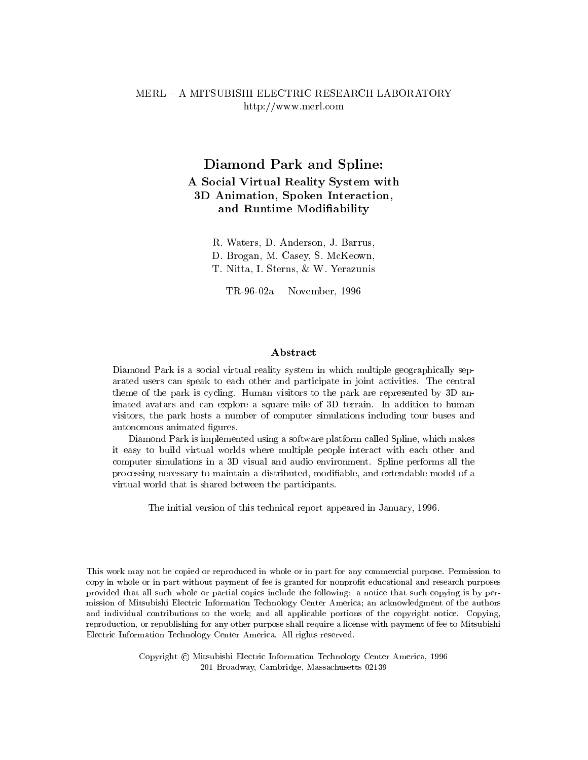MERL – A MITSUBISHI ELECTRIC RESEARCH LABORATORY
http://www.merl.com

# Diamond Park and Spline:
## A Social Virtual Reality System with 3D Animation, Spoken Interaction, and Runtime Modifiability

R. Waters, D. Anderson, J. Barrus,
D. Brogan, M. Casey, S. McKeown,
T. Nitta, I. Sterns, & W. Yerazunis

TR-96-02a November, 1996

### Abstract

Diamond Park is a social virtual reality system in which multiple geographically separated users can speak to each other and participate in joint activities. The central theme of the park is cycling. Human visitors to the park are represented by 3D animated avatars and can explore a square mile of 3D terrain. In addition to human visitors, the park hosts a number of computer simulations including tour buses and autonomous animated figures.

Diamond Park is implemented using a software platform called Spline, which makes it easy to build virtual worlds where multiple people interact with each other and computer simulations in a 3D visual and audio environment. Spline performs all the processing necessary to maintain a distributed, modifiable, and extendable model of a virtual world that is shared between the participants.

The initial version of this technical report appeared in January, 1996.

This work may not be copied or reproduced in whole or in part for any commercial purpose. Permission to copy in whole or in part without payment of fee is granted for nonprofit educational and research purposes provided that all such whole or partial copies include the following: a notice that such copying is by permission of Mitsubishi Electric Information Technology Center America; an acknowledgment of the authors and individual contributions to the work; and all applicable portions of the copyright notice. Copying, reproduction, or republishing for any other purpose shall require a license with payment of fee to Mitsubishi Electric Information Technology Center America. All rights reserved.

Copyright © Mitsubishi Electric Information Technology Center America, 1996
201 Broadway, Cambridge, Massachusetts 02139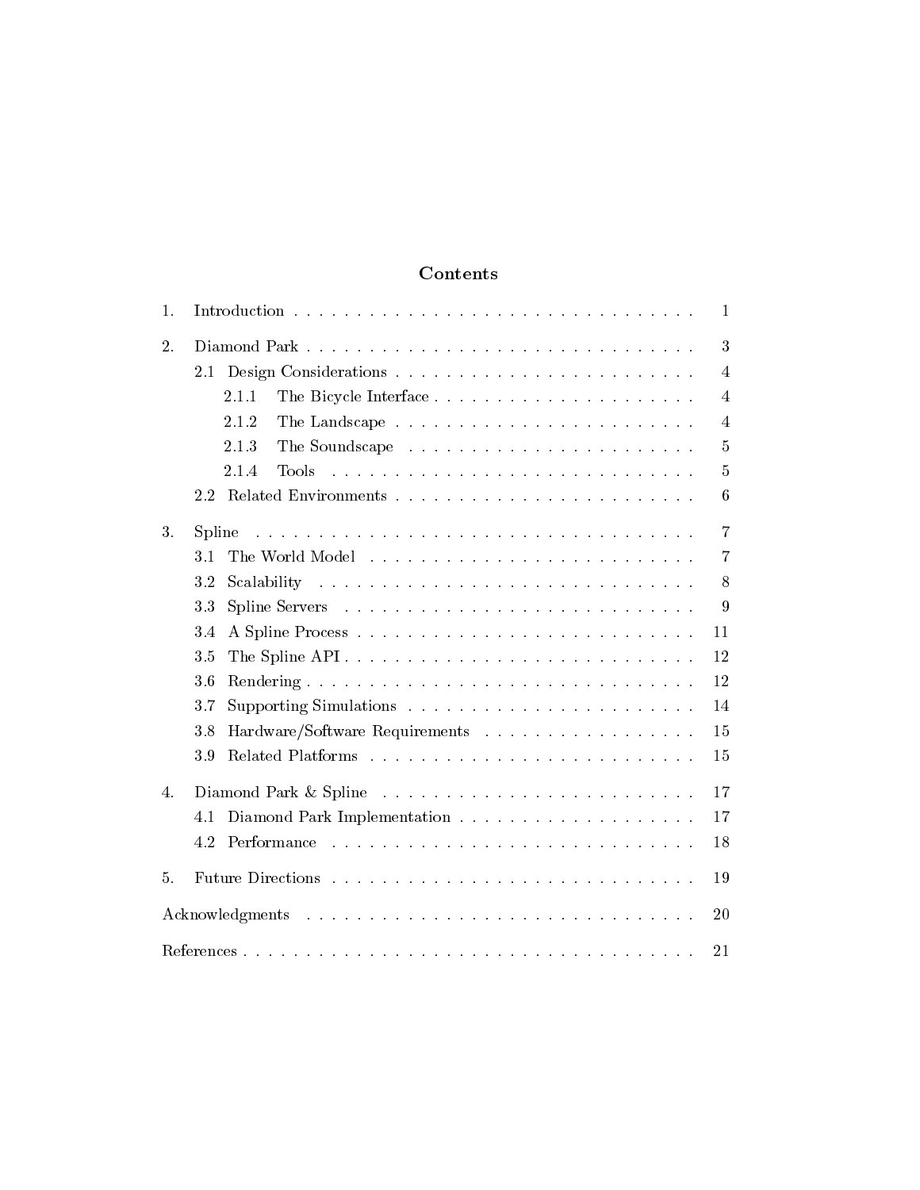# Contents

1. Introduction . . . . . . . . . . . . . . . . . . . . . . . . . . . . . . . . 1
2. Diamond Park . . . . . . . . . . . . . . . . . . . . . . . . . . . . . . . . 3
    - 2.1 Design Considerations . . . . . . . . . . . . . . . . . . . . . . . . . 4
        - 2.1.1 The Bicycle Interface . . . . . . . . . . . . . . . . . . . . . 4
        - 2.1.2 The Landscape . . . . . . . . . . . . . . . . . . . . . . . . . 4
        - 2.1.3 The Soundscape . . . . . . . . . . . . . . . . . . . . . . . . 5
        - 2.1.4 Tools . . . . . . . . . . . . . . . . . . . . . . . . . . . . . 5
    - 2.2 Related Environments . . . . . . . . . . . . . . . . . . . . . . . . . 6
3. Spline . . . . . . . . . . . . . . . . . . . . . . . . . . . . . . . . . . . 7
    - 3.1 The World Model . . . . . . . . . . . . . . . . . . . . . . . . . . . 7
    - 3.2 Scalability . . . . . . . . . . . . . . . . . . . . . . . . . . . . . 8
    - 3.3 Spline Servers . . . . . . . . . . . . . . . . . . . . . . . . . . . 9
    - 3.4 A Spline Process . . . . . . . . . . . . . . . . . . . . . . . . . . 11
    - 3.5 The Spline API . . . . . . . . . . . . . . . . . . . . . . . . . . . 12
    - 3.6 Rendering . . . . . . . . . . . . . . . . . . . . . . . . . . . . . . 12
    - 3.7 Supporting Simulations . . . . . . . . . . . . . . . . . . . . . . . 14
    - 3.8 Hardware/Software Requirements . . . . . . . . . . . . . . . . . . . 15
    - 3.9 Related Platforms . . . . . . . . . . . . . . . . . . . . . . . . . . 15
4. Diamond Park & Spline . . . . . . . . . . . . . . . . . . . . . . . . . . . 17
    - 4.1 Diamond Park Implementation . . . . . . . . . . . . . . . . . . . . . 17
    - 4.2 Performance . . . . . . . . . . . . . . . . . . . . . . . . . . . . . 18
5. Future Directions . . . . . . . . . . . . . . . . . . . . . . . . . . . . . 19

Acknowledgments . . . . . . . . . . . . . . . . . . . . . . . . . . . . . . . 20

References . . . . . . . . . . . . . . . . . . . . . . . . . . . . . . . . . . 21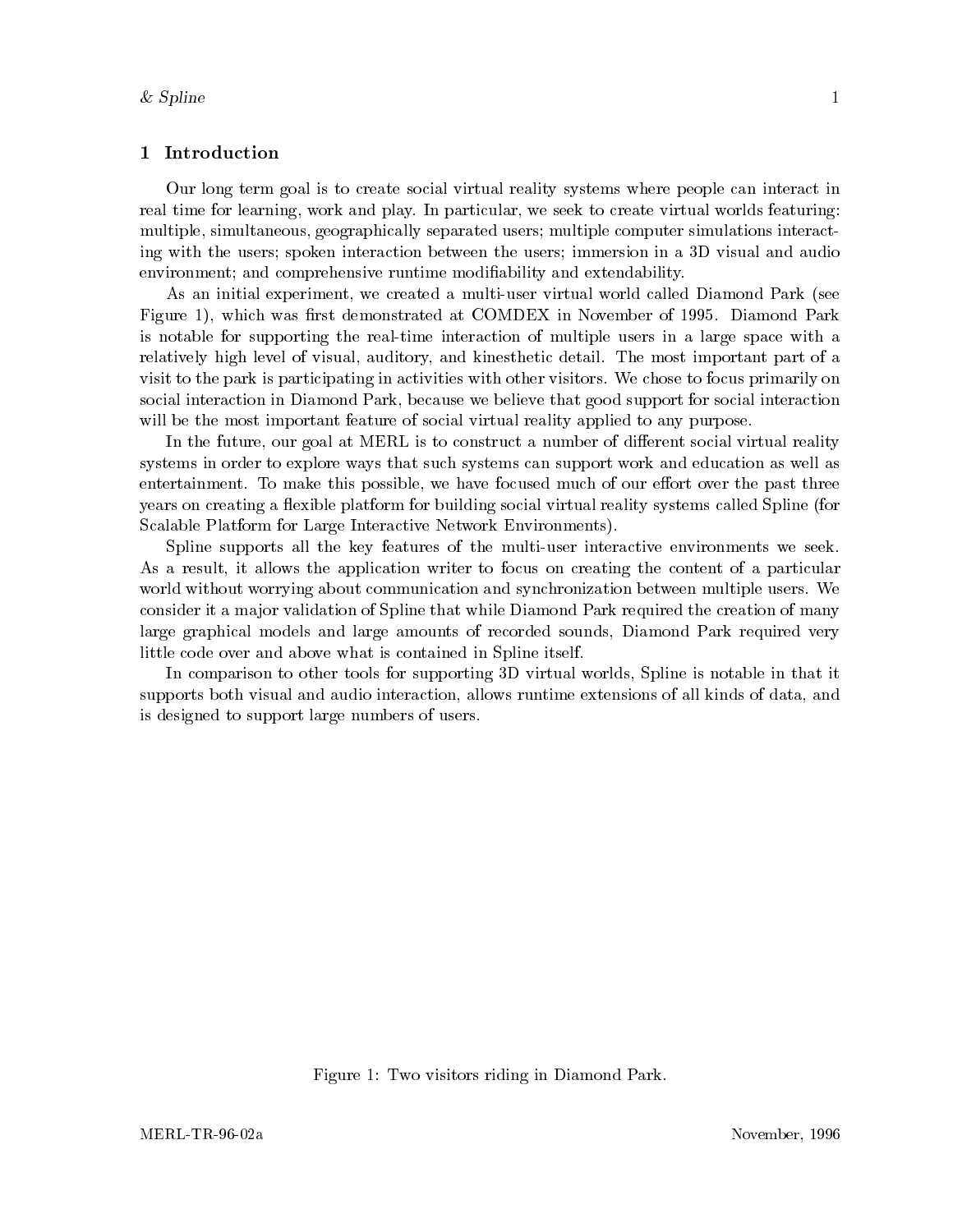## 1 Introduction

Our long term goal is to create social virtual reality systems where people can interact in real time for learning, work and play. In particular, we seek to create virtual worlds featuring: multiple, simultaneous, geographically separated users; multiple computer simulations interacting with the users; spoken interaction between the users; immersion in a 3D visual and audio environment; and comprehensive runtime modifiability and extendability.

As an initial experiment, we created a multi-user virtual world called Diamond Park (see Figure 1), which was first demonstrated at COMDEX in November of 1995. Diamond Park is notable for supporting the real-time interaction of multiple users in a large space with a relatively high level of visual, auditory, and kinesthetic detail. The most important part of a visit to the park is participating in activities with other visitors. We chose to focus primarily on social interaction in Diamond Park, because we believe that good support for social interaction will be the most important feature of social virtual reality applied to any purpose.

In the future, our goal at MERL is to construct a number of different social virtual reality systems in order to explore ways that such systems can support work and education as well as entertainment. To make this possible, we have focused much of our effort over the past three years on creating a flexible platform for building social virtual reality systems called Spline (for Scalable Platform for Large Interactive Network Environments).

Spline supports all the key features of the multi-user interactive environments we seek. As a result, it allows the application writer to focus on creating the content of a particular world without worrying about communication and synchronization between multiple users. We consider it a major validation of Spline that while Diamond Park required the creation of many large graphical models and large amounts of recorded sounds, Diamond Park required very little code over and above what is contained in Spline itself.

In comparison to other tools for supporting 3D virtual worlds, Spline is notable in that it supports both visual and audio interaction, allows runtime extensions of all kinds of data, and is designed to support large numbers of users.

Figure 1: Two visitors riding in Diamond Park.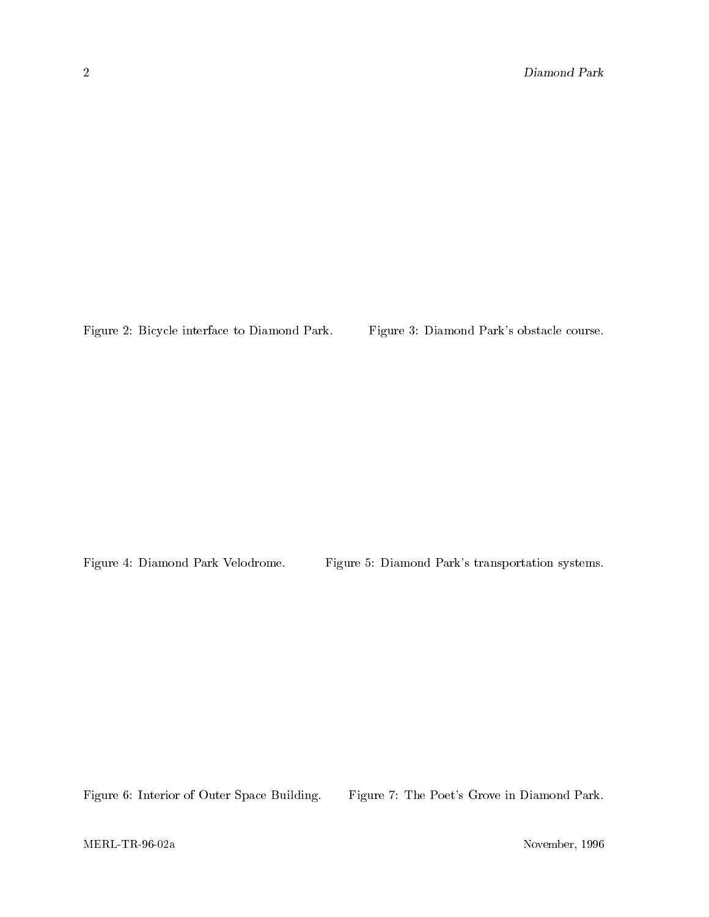Figure 2: Bicycle interface to Diamond Park.

Figure 3: Diamond Park's obstacle course.

Figure 4: Diamond Park Velodrome.

Figure 5: Diamond Park's transportation systems.

Figure 6: Interior of Outer Space Building.

Figure 7: The Poet's Grove in Diamond Park.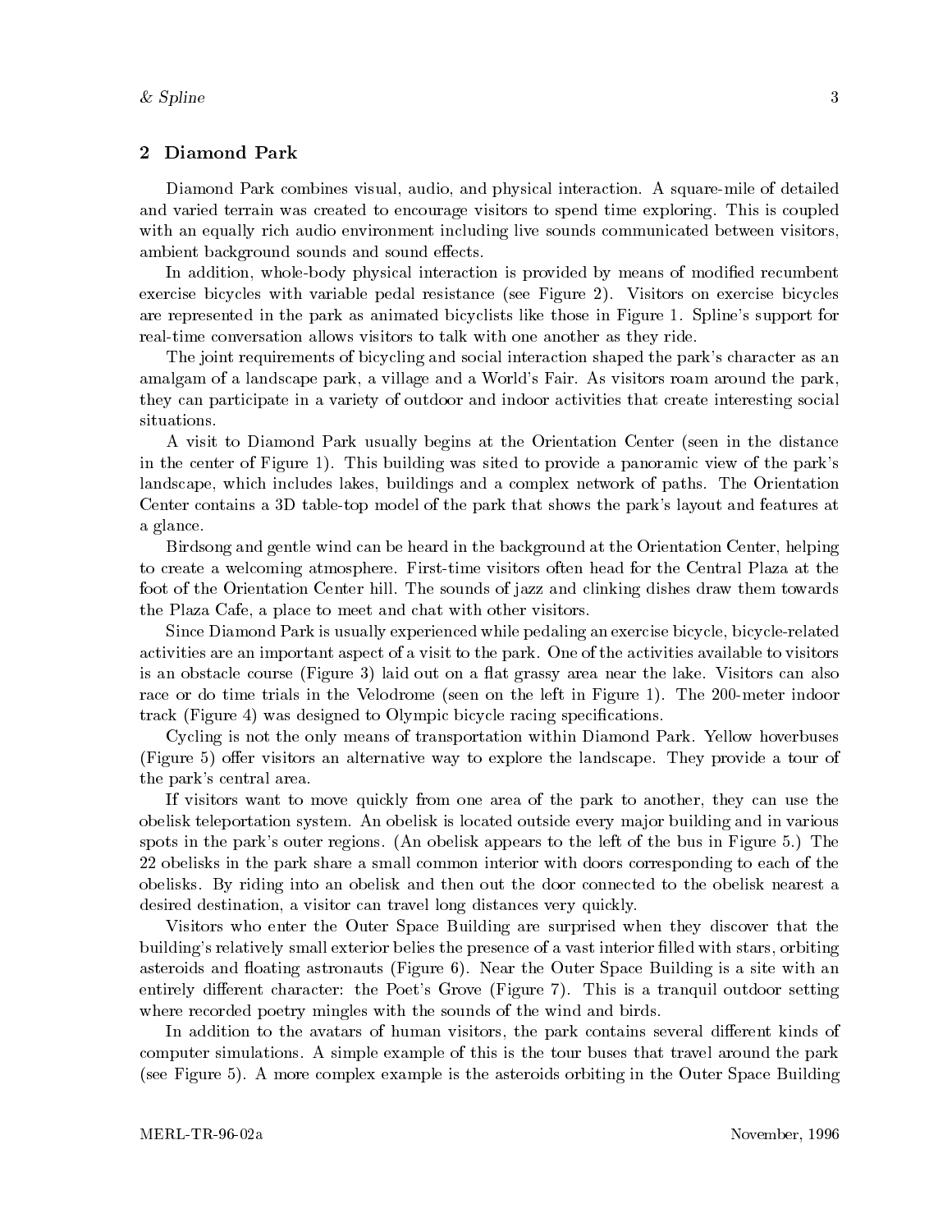## 2 Diamond Park

Diamond Park combines visual, audio, and physical interaction. A square-mile of detailed and varied terrain was created to encourage visitors to spend time exploring. This is coupled with an equally rich audio environment including live sounds communicated between visitors, ambient background sounds and sound effects.

In addition, whole-body physical interaction is provided by means of modified recumbent exercise bicycles with variable pedal resistance (see Figure 2). Visitors on exercise bicycles are represented in the park as animated bicyclists like those in Figure 1. Spline's support for real-time conversation allows visitors to talk with one another as they ride.

The joint requirements of bicycling and social interaction shaped the park's character as an amalgam of a landscape park, a village and a World's Fair. As visitors roam around the park, they can participate in a variety of outdoor and indoor activities that create interesting social situations.

A visit to Diamond Park usually begins at the Orientation Center (seen in the distance in the center of Figure 1). This building was sited to provide a panoramic view of the park's landscape, which includes lakes, buildings and a complex network of paths. The Orientation Center contains a 3D table-top model of the park that shows the park's layout and features at a glance.

Birdsong and gentle wind can be heard in the background at the Orientation Center, helping to create a welcoming atmosphere. First-time visitors often head for the Central Plaza at the foot of the Orientation Center hill. The sounds of jazz and clinking dishes draw them towards the Plaza Cafe, a place to meet and chat with other visitors.

Since Diamond Park is usually experienced while pedaling an exercise bicycle, bicycle-related activities are an important aspect of a visit to the park. One of the activities available to visitors is an obstacle course (Figure 3) laid out on a flat grassy area near the lake. Visitors can also race or do time trials in the Velodrome (seen on the left in Figure 1). The 200-meter indoor track (Figure 4) was designed to Olympic bicycle racing specifications.

Cycling is not the only means of transportation within Diamond Park. Yellow hoverbuses (Figure 5) offer visitors an alternative way to explore the landscape. They provide a tour of the park's central area.

If visitors want to move quickly from one area of the park to another, they can use the obelisk teleportation system. An obelisk is located outside every major building and in various spots in the park's outer regions. (An obelisk appears to the left of the bus in Figure 5.) The 22 obelisks in the park share a small common interior with doors corresponding to each of the obelisks. By riding into an obelisk and then out the door connected to the obelisk nearest a desired destination, a visitor can travel long distances very quickly.

Visitors who enter the Outer Space Building are surprised when they discover that the building's relatively small exterior belies the presence of a vast interior filled with stars, orbiting asteroids and floating astronauts (Figure 6). Near the Outer Space Building is a site with an entirely different character: the Poet's Grove (Figure 7). This is a tranquil outdoor setting where recorded poetry mingles with the sounds of the wind and birds.

In addition to the avatars of human visitors, the park contains several different kinds of computer simulations. A simple example of this is the tour buses that travel around the park (see Figure 5). A more complex example is the asteroids orbiting in the Outer Space Building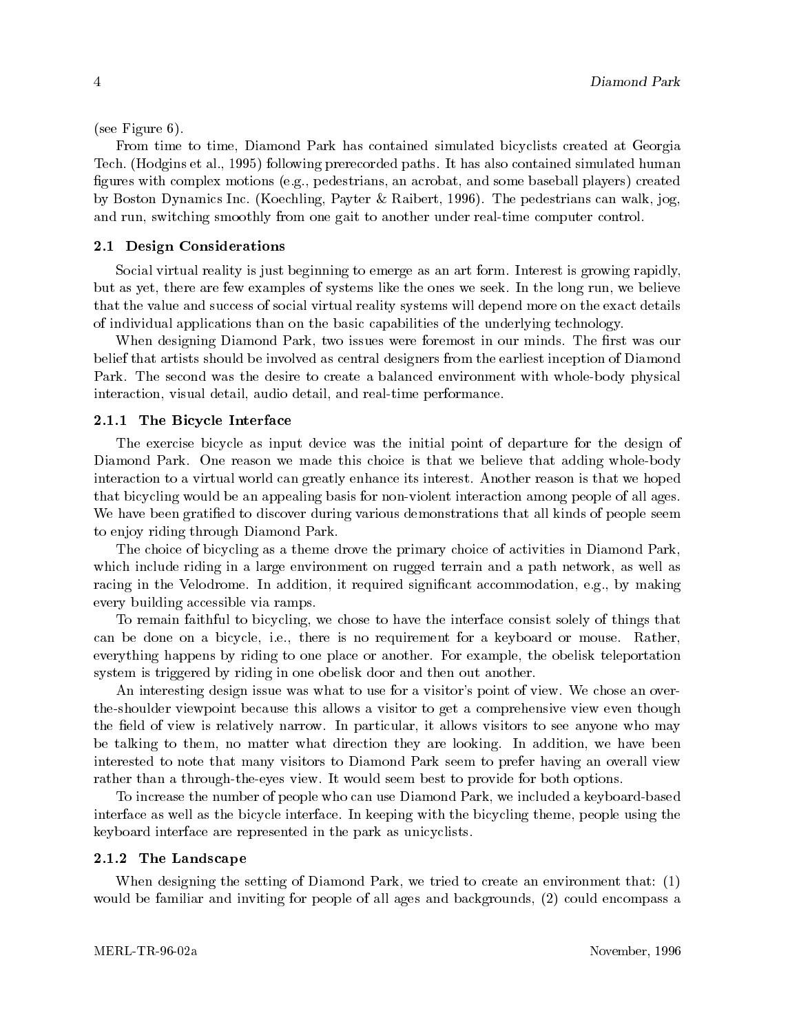(see Figure 6).

From time to time, Diamond Park has contained simulated bicyclists created at Georgia Tech. (Hodgins et al., 1995) following prerecorded paths. It has also contained simulated human figures with complex motions (e.g., pedestrians, an acrobat, and some baseball players) created by Boston Dynamics Inc. (Koechling, Payter & Raibert, 1996). The pedestrians can walk, jog, and run, switching smoothly from one gait to another under real-time computer control.

### 2.1 Design Considerations

Social virtual reality is just beginning to emerge as an art form. Interest is growing rapidly, but as yet, there are few examples of systems like the ones we seek. In the long run, we believe that the value and success of social virtual reality systems will depend more on the exact details of individual applications than on the basic capabilities of the underlying technology.

When designing Diamond Park, two issues were foremost in our minds. The first was our belief that artists should be involved as central designers from the earliest inception of Diamond Park. The second was the desire to create a balanced environment with whole-body physical interaction, visual detail, audio detail, and real-time performance.

#### 2.1.1 The Bicycle Interface

The exercise bicycle as input device was the initial point of departure for the design of Diamond Park. One reason we made this choice is that we believe that adding whole-body interaction to a virtual world can greatly enhance its interest. Another reason is that we hoped that bicycling would be an appealing basis for non-violent interaction among people of all ages. We have been gratified to discover during various demonstrations that all kinds of people seem to enjoy riding through Diamond Park.

The choice of bicycling as a theme drove the primary choice of activities in Diamond Park, which include riding in a large environment on rugged terrain and a path network, as well as racing in the Velodrome. In addition, it required significant accommodation, e.g., by making every building accessible via ramps.

To remain faithful to bicycling, we chose to have the interface consist solely of things that can be done on a bicycle, i.e., there is no requirement for a keyboard or mouse. Rather, everything happens by riding to one place or another. For example, the obelisk teleportation system is triggered by riding in one obelisk door and then out another.

An interesting design issue was what to use for a visitor's point of view. We chose an over-the-shoulder viewpoint because this allows a visitor to get a comprehensive view even though the field of view is relatively narrow. In particular, it allows visitors to see anyone who may be talking to them, no matter what direction they are looking. In addition, we have been interested to note that many visitors to Diamond Park seem to prefer having an overall view rather than a through-the-eyes view. It would seem best to provide for both options.

To increase the number of people who can use Diamond Park, we included a keyboard-based interface as well as the bicycle interface. In keeping with the bicycling theme, people using the keyboard interface are represented in the park as unicyclists.

#### 2.1.2 The Landscape

When designing the setting of Diamond Park, we tried to create an environment that: (1) would be familiar and inviting for people of all ages and backgrounds, (2) could encompass a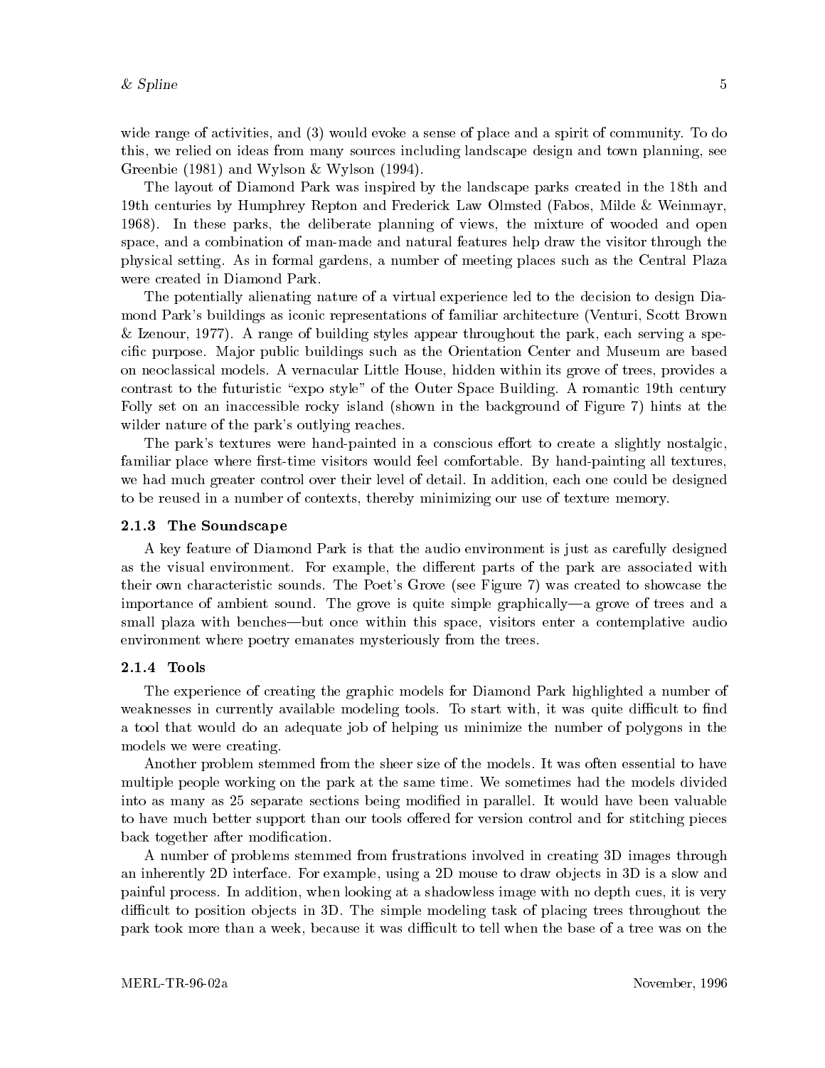wide range of activities, and (3) would evoke a sense of place and a spirit of community. To do this, we relied on ideas from many sources including landscape design and town planning, see Greenbie (1981) and Wylson & Wylson (1994).

The layout of Diamond Park was inspired by the landscape parks created in the 18th and 19th centuries by Humphrey Repton and Frederick Law Olmsted (Fabos, Milde & Weinmayr, 1968). In these parks, the deliberate planning of views, the mixture of wooded and open space, and a combination of man-made and natural features help draw the visitor through the physical setting. As in formal gardens, a number of meeting places such as the Central Plaza were created in Diamond Park.

The potentially alienating nature of a virtual experience led to the decision to design Diamond Park's buildings as iconic representations of familiar architecture (Venturi, Scott Brown & Izenour, 1977). A range of building styles appear throughout the park, each serving a specific purpose. Major public buildings such as the Orientation Center and Museum are based on neoclassical models. A vernacular Little House, hidden within its grove of trees, provides a contrast to the futuristic "expo style" of the Outer Space Building. A romantic 19th century Folly set on an inaccessible rocky island (shown in the background of Figure 7) hints at the wilder nature of the park's outlying reaches.

The park's textures were hand-painted in a conscious effort to create a slightly nostalgic, familiar place where first-time visitors would feel comfortable. By hand-painting all textures, we had much greater control over their level of detail. In addition, each one could be designed to be reused in a number of contexts, thereby minimizing our use of texture memory.

### 2.1.3 The Soundscape

A key feature of Diamond Park is that the audio environment is just as carefully designed as the visual environment. For example, the different parts of the park are associated with their own characteristic sounds. The Poet's Grove (see Figure 7) was created to showcase the importance of ambient sound. The grove is quite simple graphically—a grove of trees and a small plaza with benches—but once within this space, visitors enter a contemplative audio environment where poetry emanates mysteriously from the trees.

### 2.1.4 Tools

The experience of creating the graphic models for Diamond Park highlighted a number of weaknesses in currently available modeling tools. To start with, it was quite difficult to find a tool that would do an adequate job of helping us minimize the number of polygons in the models we were creating.

Another problem stemmed from the sheer size of the models. It was often essential to have multiple people working on the park at the same time. We sometimes had the models divided into as many as 25 separate sections being modified in parallel. It would have been valuable to have much better support than our tools offered for version control and for stitching pieces back together after modification.

A number of problems stemmed from frustrations involved in creating 3D images through an inherently 2D interface. For example, using a 2D mouse to draw objects in 3D is a slow and painful process. In addition, when looking at a shadowless image with no depth cues, it is very difficult to position objects in 3D. The simple modeling task of placing trees throughout the park took more than a week, because it was difficult to tell when the base of a tree was on the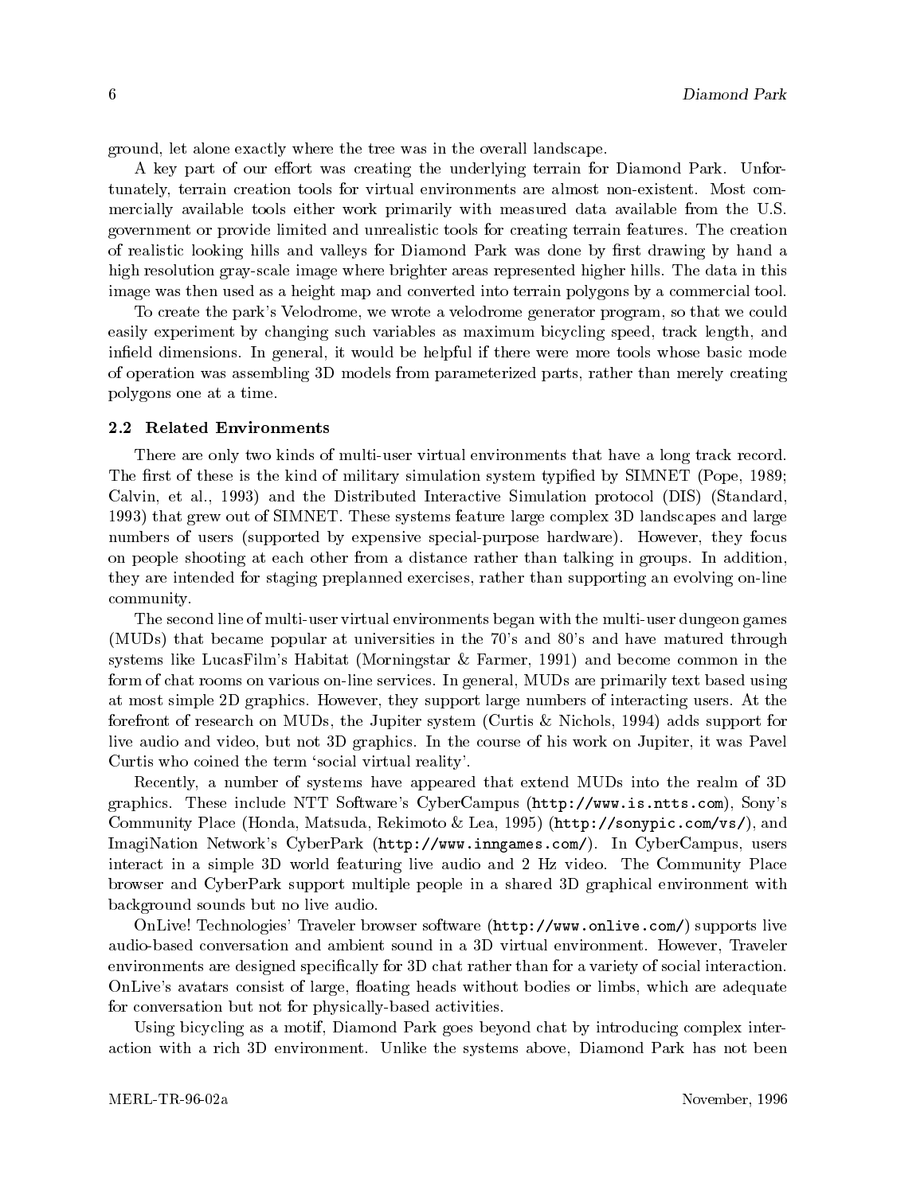ground, let alone exactly where the tree was in the overall landscape.

A key part of our effort was creating the underlying terrain for Diamond Park. Unfortunately, terrain creation tools for virtual environments are almost non-existent. Most commercially available tools either work primarily with measured data available from the U.S. government or provide limited and unrealistic tools for creating terrain features. The creation of realistic looking hills and valleys for Diamond Park was done by first drawing by hand a high resolution gray-scale image where brighter areas represented higher hills. The data in this image was then used as a height map and converted into terrain polygons by a commercial tool.

To create the park's Velodrome, we wrote a velodrome generator program, so that we could easily experiment by changing such variables as maximum bicycling speed, track length, and infield dimensions. In general, it would be helpful if there were more tools whose basic mode of operation was assembling 3D models from parameterized parts, rather than merely creating polygons one at a time.

### 2.2 Related Environments

There are only two kinds of multi-user virtual environments that have a long track record. The first of these is the kind of military simulation system typified by SIMNET (Pope, 1989; Calvin, et al., 1993) and the Distributed Interactive Simulation protocol (DIS) (Standard, 1993) that grew out of SIMNET. These systems feature large complex 3D landscapes and large numbers of users (supported by expensive special-purpose hardware). However, they focus on people shooting at each other from a distance rather than talking in groups. In addition, they are intended for staging preplanned exercises, rather than supporting an evolving on-line community.

The second line of multi-user virtual environments began with the multi-user dungeon games (MUDs) that became popular at universities in the 70's and 80's and have matured through systems like LucasFilm's Habitat (Morningstar & Farmer, 1991) and become common in the form of chat rooms on various on-line services. In general, MUDs are primarily text based using at most simple 2D graphics. However, they support large numbers of interacting users. At the forefront of research on MUDs, the Jupiter system (Curtis & Nichols, 1994) adds support for live audio and video, but not 3D graphics. In the course of his work on Jupiter, it was Pavel Curtis who coined the term 'social virtual reality'.

Recently, a number of systems have appeared that extend MUDs into the realm of 3D graphics. These include NTT Software's CyberCampus (`http://www.is.ntts.com`), Sony's Community Place (Honda, Matsuda, Rekimoto & Lea, 1995) (`http://sonypic.com/vs/`), and ImagiNation Network's CyberPark (`http://www.inngames.com/`). In CyberCampus, users interact in a simple 3D world featuring live audio and 2 Hz video. The Community Place browser and CyberPark support multiple people in a shared 3D graphical environment with background sounds but no live audio.

OnLive! Technologies' Traveler browser software (`http://www.onlive.com/`) supports live audio-based conversation and ambient sound in a 3D virtual environment. However, Traveler environments are designed specifically for 3D chat rather than for a variety of social interaction. OnLive's avatars consist of large, floating heads without bodies or limbs, which are adequate for conversation but not for physically-based activities.

Using bicycling as a motif, Diamond Park goes beyond chat by introducing complex interaction with a rich 3D environment. Unlike the systems above, Diamond Park has not been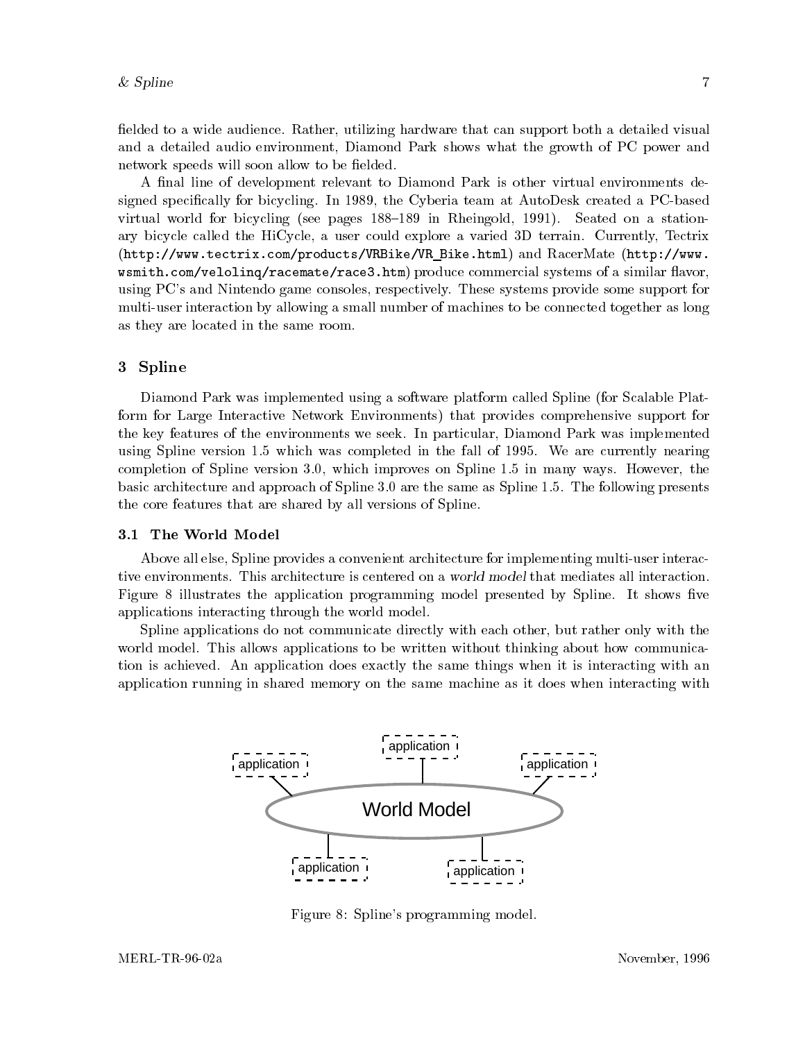fielded to a wide audience. Rather, utilizing hardware that can support both a detailed visual and a detailed audio environment, Diamond Park shows what the growth of PC power and network speeds will soon allow to be fielded.

A final line of development relevant to Diamond Park is other virtual environments designed specifically for bicycling. In 1989, the Cyberia team at AutoDesk created a PC-based virtual world for bicycling (see pages 188–189 in Rheingold, 1991). Seated on a stationary bicycle called the HiCycle, a user could explore a varied 3D terrain. Currently, Tectrix (`http://www.tectrix.com/products/VRBike/VR_Bike.html`) and RacerMate (`http://www.wsmith.com/veloling/racemate/race3.htm`) produce commercial systems of a similar flavor, using PC's and Nintendo game consoles, respectively. These systems provide some support for multi-user interaction by allowing a small number of machines to be connected together as long as they are located in the same room.

## 3 Spline

Diamond Park was implemented using a software platform called Spline (for Scalable Platform for Large Interactive Network Environments) that provides comprehensive support for the key features of the environments we seek. In particular, Diamond Park was implemented using Spline version 1.5 which was completed in the fall of 1995. We are currently nearing completion of Spline version 3.0, which improves on Spline 1.5 in many ways. However, the basic architecture and approach of Spline 3.0 are the same as Spline 1.5. The following presents the core features that are shared by all versions of Spline.

### 3.1 The World Model

Above all else, Spline provides a convenient architecture for implementing multi-user interactive environments. This architecture is centered on a *world model* that mediates all interaction. Figure 8 illustrates the application programming model presented by Spline. It shows five applications interacting through the world model.

Spline applications do not communicate directly with each other, but rather only with the world model. This allows applications to be written without thinking about how communication is achieved. An application does exactly the same things when it is interacting with an application running in shared memory on the same machine as it does when interacting with

Figure 8: Spline's programming model.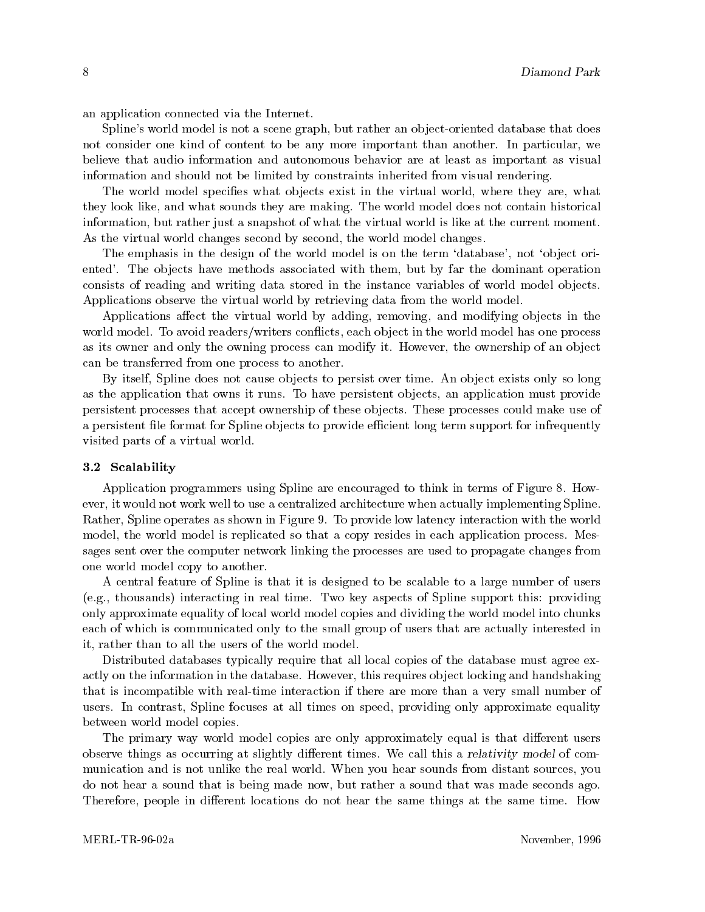an application connected via the Internet.

Spline's world model is not a scene graph, but rather an object-oriented database that does not consider one kind of content to be any more important than another. In particular, we believe that audio information and autonomous behavior are at least as important as visual information and should not be limited by constraints inherited from visual rendering.

The world model specifies what objects exist in the virtual world, where they are, what they look like, and what sounds they are making. The world model does not contain historical information, but rather just a snapshot of what the virtual world is like at the current moment. As the virtual world changes second by second, the world model changes.

The emphasis in the design of the world model is on the term 'database', not 'object oriented'. The objects have methods associated with them, but by far the dominant operation consists of reading and writing data stored in the instance variables of world model objects. Applications observe the virtual world by retrieving data from the world model.

Applications affect the virtual world by adding, removing, and modifying objects in the world model. To avoid readers/writers conflicts, each object in the world model has one process as its owner and only the owning process can modify it. However, the ownership of an object can be transferred from one process to another.

By itself, Spline does not cause objects to persist over time. An object exists only so long as the application that owns it runs. To have persistent objects, an application must provide persistent processes that accept ownership of these objects. These processes could make use of a persistent file format for Spline objects to provide efficient long term support for infrequently visited parts of a virtual world.

### 3.2 Scalability

Application programmers using Spline are encouraged to think in terms of Figure 8. However, it would not work well to use a centralized architecture when actually implementing Spline. Rather, Spline operates as shown in Figure 9. To provide low latency interaction with the world model, the world model is replicated so that a copy resides in each application process. Messages sent over the computer network linking the processes are used to propagate changes from one world model copy to another.

A central feature of Spline is that it is designed to be scalable to a large number of users (e.g., thousands) interacting in real time. Two key aspects of Spline support this: providing only approximate equality of local world model copies and dividing the world model into chunks each of which is communicated only to the small group of users that are actually interested in it, rather than to all the users of the world model.

Distributed databases typically require that all local copies of the database must agree exactly on the information in the database. However, this requires object locking and handshaking that is incompatible with real-time interaction if there are more than a very small number of users. In contrast, Spline focuses at all times on speed, providing only approximate equality between world model copies.

The primary way world model copies are only approximately equal is that different users observe things as occurring at slightly different times. We call this a *relativity model* of communication and is not unlike the real world. When you hear sounds from distant sources, you do not hear a sound that is being made now, but rather a sound that was made seconds ago. Therefore, people in different locations do not hear the same things at the same time. How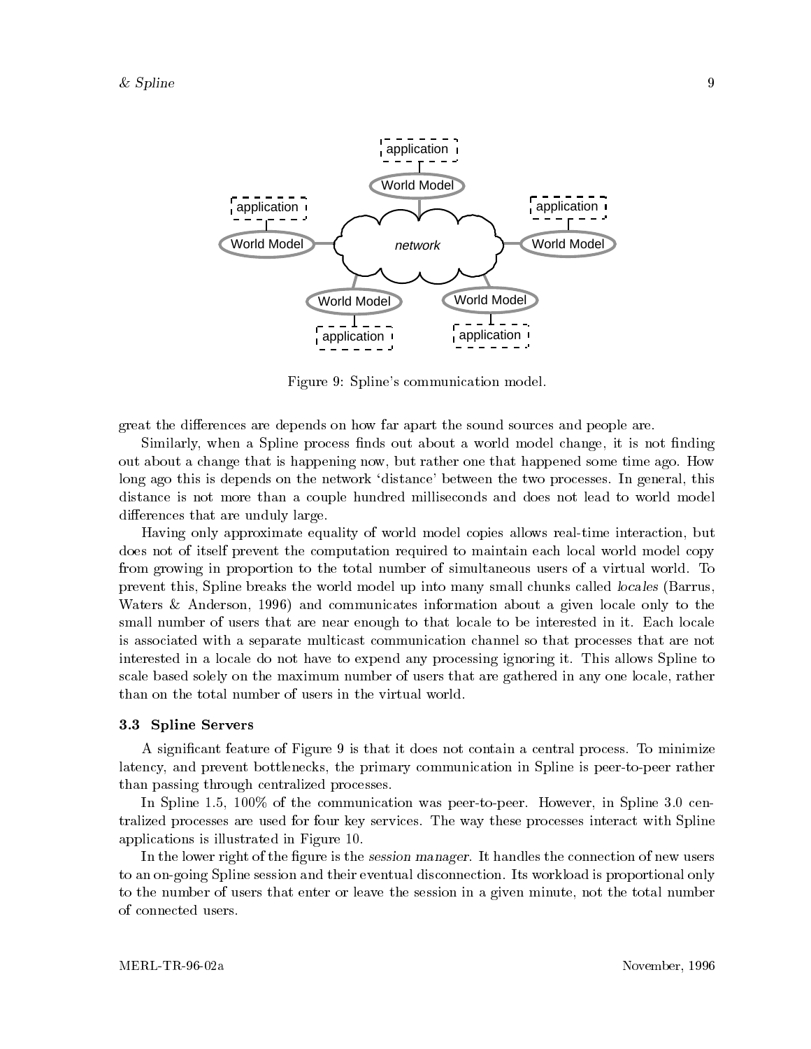Figure 9: Spline's communication model.

great the differences are depends on how far apart the sound sources and people are.

Similarly, when a Spline process finds out about a world model change, it is not finding out about a change that is happening now, but rather one that happened some time ago. How long ago this is depends on the network 'distance' between the two processes. In general, this distance is not more than a couple hundred milliseconds and does not lead to world model differences that are unduly large.

Having only approximate equality of world model copies allows real-time interaction, but does not of itself prevent the computation required to maintain each local world model copy from growing in proportion to the total number of simultaneous users of a virtual world. To prevent this, Spline breaks the world model up into many small chunks called *locales* (Barrus, Waters & Anderson, 1996) and communicates information about a given locale only to the small number of users that are near enough to that locale to be interested in it. Each locale is associated with a separate multicast communication channel so that processes that are not interested in a locale do not have to expend any processing ignoring it. This allows Spline to scale based solely on the maximum number of users that are gathered in any one locale, rather than on the total number of users in the virtual world.

### 3.3 Spline Servers

A significant feature of Figure 9 is that it does not contain a central process. To minimize latency, and prevent bottlenecks, the primary communication in Spline is peer-to-peer rather than passing through centralized processes.

In Spline 1.5, 100% of the communication was peer-to-peer. However, in Spline 3.0 centralized processes are used for four key services. The way these processes interact with Spline applications is illustrated in Figure 10.

In the lower right of the figure is the *session manager*. It handles the connection of new users to an on-going Spline session and their eventual disconnection. Its workload is proportional only to the number of users that enter or leave the session in a given minute, not the total number of connected users.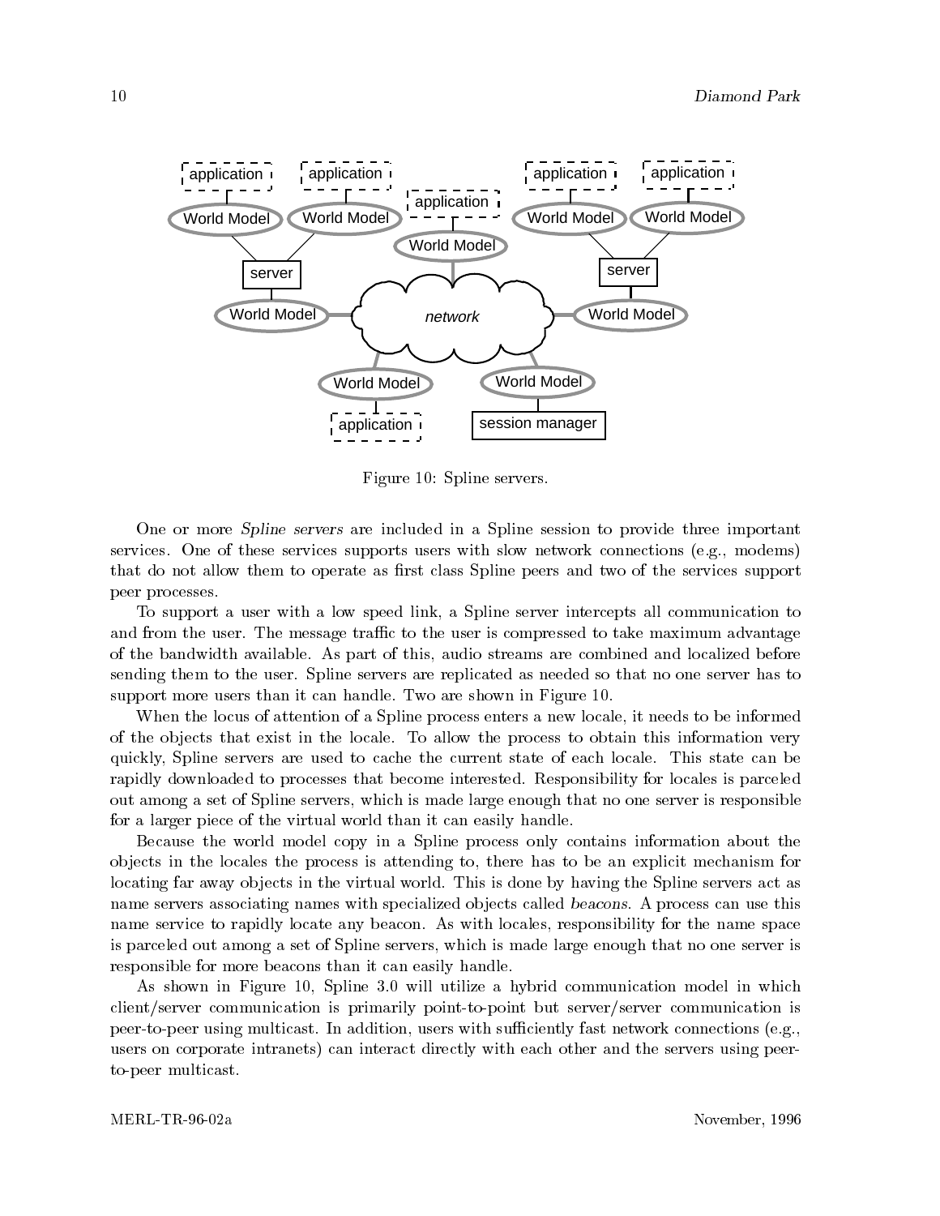Figure 10: Spline servers.

One or more *Spline servers* are included in a Spline session to provide three important services. One of these services supports users with slow network connections (e.g., modems) that do not allow them to operate as first class Spline peers and two of the services support peer processes.

To support a user with a low speed link, a Spline server intercepts all communication to and from the user. The message traffic to the user is compressed to take maximum advantage of the bandwidth available. As part of this, audio streams are combined and localized before sending them to the user. Spline servers are replicated as needed so that no one server has to support more users than it can handle. Two are shown in Figure 10.

When the locus of attention of a Spline process enters a new locale, it needs to be informed of the objects that exist in the locale. To allow the process to obtain this information very quickly, Spline servers are used to cache the current state of each locale. This state can be rapidly downloaded to processes that become interested. Responsibility for locales is parceled out among a set of Spline servers, which is made large enough that no one server is responsible for a larger piece of the virtual world than it can easily handle.

Because the world model copy in a Spline process only contains information about the objects in the locales the process is attending to, there has to be an explicit mechanism for locating far away objects in the virtual world. This is done by having the Spline servers act as name servers associating names with specialized objects called *beacons*. A process can use this name service to rapidly locate any beacon. As with locales, responsibility for the name space is parceled out among a set of Spline servers, which is made large enough that no one server is responsible for more beacons than it can easily handle.

As shown in Figure 10, Spline 3.0 will utilize a hybrid communication model in which client/server communication is primarily point-to-point but server/server communication is peer-to-peer using multicast. In addition, users with sufficiently fast network connections (e.g., users on corporate intranets) can interact directly with each other and the servers using peer-to-peer multicast.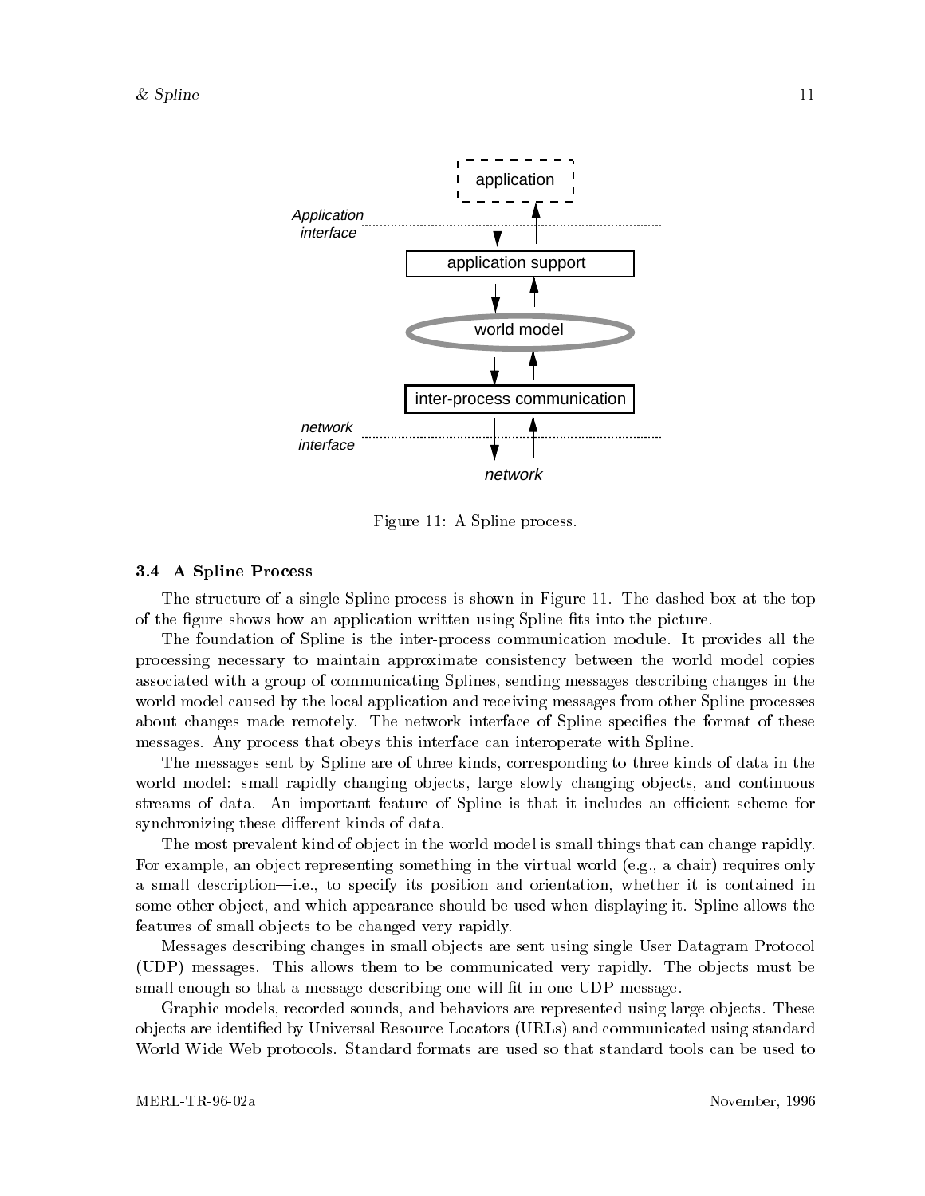Figure 11: A Spline process.

### 3.4 A Spline Process

The structure of a single Spline process is shown in Figure 11. The dashed box at the top of the figure shows how an application written using Spline fits into the picture.

The foundation of Spline is the inter-process communication module. It provides all the processing necessary to maintain approximate consistency between the world model copies associated with a group of communicating Splines, sending messages describing changes in the world model caused by the local application and receiving messages from other Spline processes about changes made remotely. The network interface of Spline specifies the format of these messages. Any process that obeys this interface can interoperate with Spline.

The messages sent by Spline are of three kinds, corresponding to three kinds of data in the world model: small rapidly changing objects, large slowly changing objects, and continuous streams of data. An important feature of Spline is that it includes an efficient scheme for synchronizing these different kinds of data.

The most prevalent kind of object in the world model is small things that can change rapidly. For example, an object representing something in the virtual world (e.g., a chair) requires only a small description—i.e., to specify its position and orientation, whether it is contained in some other object, and which appearance should be used when displaying it. Spline allows the features of small objects to be changed very rapidly.

Messages describing changes in small objects are sent using single User Datagram Protocol (UDP) messages. This allows them to be communicated very rapidly. The objects must be small enough so that a message describing one will fit in one UDP message.

Graphic models, recorded sounds, and behaviors are represented using large objects. These objects are identified by Universal Resource Locators (URLs) and communicated using standard World Wide Web protocols. Standard formats are used so that standard tools can be used to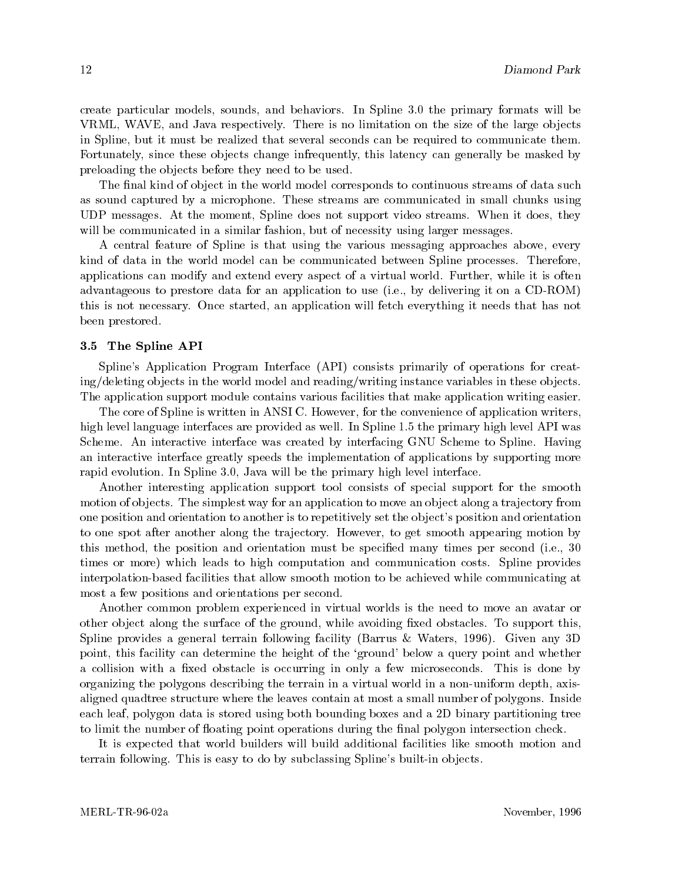create particular models, sounds, and behaviors. In Spline 3.0 the primary formats will be VRML, WAVE, and Java respectively. There is no limitation on the size of the large objects in Spline, but it must be realized that several seconds can be required to communicate them. Fortunately, since these objects change infrequently, this latency can generally be masked by preloading the objects before they need to be used.

The final kind of object in the world model corresponds to continuous streams of data such as sound captured by a microphone. These streams are communicated in small chunks using UDP messages. At the moment, Spline does not support video streams. When it does, they will be communicated in a similar fashion, but of necessity using larger messages.

A central feature of Spline is that using the various messaging approaches above, every kind of data in the world model can be communicated between Spline processes. Therefore, applications can modify and extend every aspect of a virtual world. Further, while it is often advantageous to prestore data for an application to use (i.e., by delivering it on a CD-ROM) this is not necessary. Once started, an application will fetch everything it needs that has not been prestored.

### 3.5 The Spline API

Spline's Application Program Interface (API) consists primarily of operations for creating/deleting objects in the world model and reading/writing instance variables in these objects. The application support module contains various facilities that make application writing easier.

The core of Spline is written in ANSI C. However, for the convenience of application writers, high level language interfaces are provided as well. In Spline 1.5 the primary high level API was Scheme. An interactive interface was created by interfacing GNU Scheme to Spline. Having an interactive interface greatly speeds the implementation of applications by supporting more rapid evolution. In Spline 3.0, Java will be the primary high level interface.

Another interesting application support tool consists of special support for the smooth motion of objects. The simplest way for an application to move an object along a trajectory from one position and orientation to another is to repetitively set the object's position and orientation to one spot after another along the trajectory. However, to get smooth appearing motion by this method, the position and orientation must be specified many times per second (i.e., 30 times or more) which leads to high computation and communication costs. Spline provides interpolation-based facilities that allow smooth motion to be achieved while communicating at most a few positions and orientations per second.

Another common problem experienced in virtual worlds is the need to move an avatar or other object along the surface of the ground, while avoiding fixed obstacles. To support this, Spline provides a general terrain following facility (Barrus & Waters, 1996). Given any 3D point, this facility can determine the height of the 'ground' below a query point and whether a collision with a fixed obstacle is occurring in only a few microseconds. This is done by organizing the polygons describing the terrain in a virtual world in a non-uniform depth, axis-aligned quadtree structure where the leaves contain at most a small number of polygons. Inside each leaf, polygon data is stored using both bounding boxes and a 2D binary partitioning tree to limit the number of floating point operations during the final polygon intersection check.

It is expected that world builders will build additional facilities like smooth motion and terrain following. This is easy to do by subclassing Spline's built-in objects.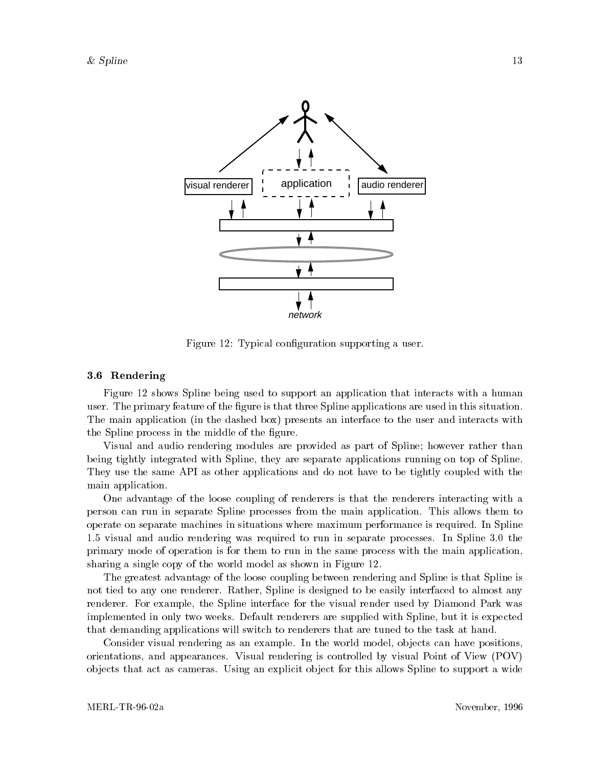Figure 12: Typical configuration supporting a user.

### 3.6 Rendering

Figure 12 shows Spline being used to support an application that interacts with a human user. The primary feature of the figure is that three Spline applications are used in this situation. The main application (in the dashed box) presents an interface to the user and interacts with the Spline process in the middle of the figure.

Visual and audio rendering modules are provided as part of Spline; however rather than being tightly integrated with Spline, they are separate applications running on top of Spline. They use the same API as other applications and do not have to be tightly coupled with the main application.

One advantage of the loose coupling of renderers is that the renderers interacting with a person can run in separate Spline processes from the main application. This allows them to operate on separate machines in situations where maximum performance is required. In Spline 1.5 visual and audio rendering was required to run in separate processes. In Spline 3.0 the primary mode of operation is for them to run in the same process with the main application, sharing a single copy of the world model as shown in Figure 12.

The greatest advantage of the loose coupling between rendering and Spline is that Spline is not tied to any one renderer. Rather, Spline is designed to be easily interfaced to almost any renderer. For example, the Spline interface for the visual render used by Diamond Park was implemented in only two weeks. Default renderers are supplied with Spline, but it is expected that demanding applications will switch to renderers that are tuned to the task at hand.

Consider visual rendering as an example. In the world model, objects can have positions, orientations, and appearances. Visual rendering is controlled by visual Point of View (POV) objects that act as cameras. Using an explicit object for this allows Spline to support a wide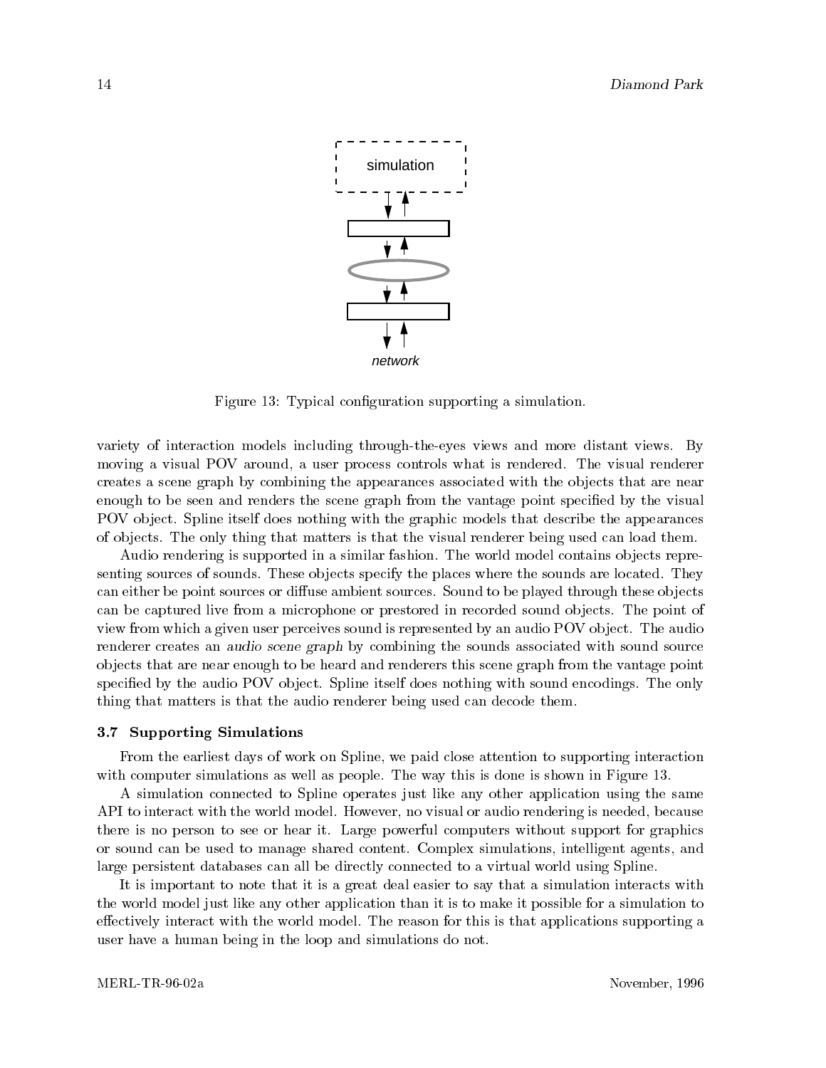Figure 13: Typical configuration supporting a simulation.

variety of interaction models including through-the-eyes views and more distant views. By moving a visual POV around, a user process controls what is rendered. The visual renderer creates a scene graph by combining the appearances associated with the objects that are near enough to be seen and renders the scene graph from the vantage point specified by the visual POV object. Spline itself does nothing with the graphic models that describe the appearances of objects. The only thing that matters is that the visual renderer being used can load them.

Audio rendering is supported in a similar fashion. The world model contains objects representing sources of sounds. These objects specify the places where the sounds are located. They can either be point sources or diffuse ambient sources. Sound to be played through these objects can be captured live from a microphone or prestored in recorded sound objects. The point of view from which a given user perceives sound is represented by an audio POV object. The audio renderer creates an *audio scene graph* by combining the sounds associated with sound source objects that are near enough to be heard and renderers this scene graph from the vantage point specified by the audio POV object. Spline itself does nothing with sound encodings. The only thing that matters is that the audio renderer being used can decode them.

### 3.7 Supporting Simulations

From the earliest days of work on Spline, we paid close attention to supporting interaction with computer simulations as well as people. The way this is done is shown in Figure 13.

A simulation connected to Spline operates just like any other application using the same API to interact with the world model. However, no visual or audio rendering is needed, because there is no person to see or hear it. Large powerful computers without support for graphics or sound can be used to manage shared content. Complex simulations, intelligent agents, and large persistent databases can all be directly connected to a virtual world using Spline.

It is important to note that it is a great deal easier to say that a simulation interacts with the world model just like any other application than it is to make it possible for a simulation to effectively interact with the world model. The reason for this is that applications supporting a user have a human being in the loop and simulations do not.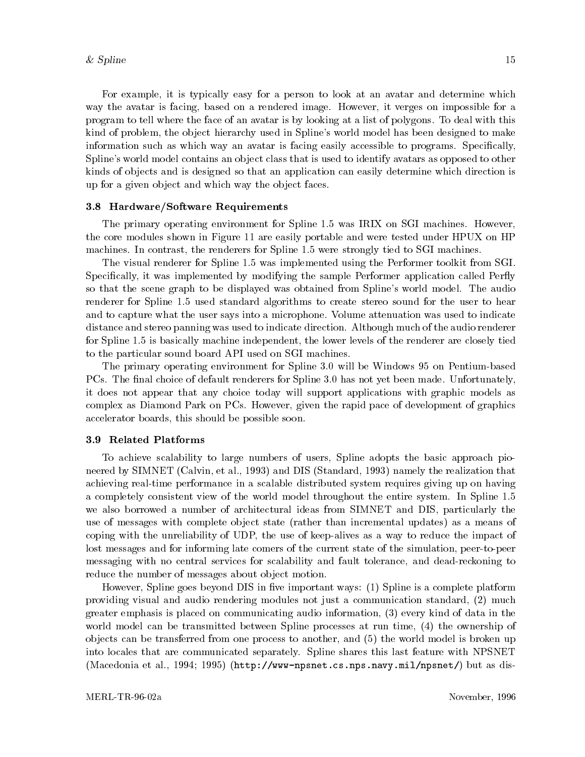For example, it is typically easy for a person to look at an avatar and determine which way the avatar is facing, based on a rendered image. However, it verges on impossible for a program to tell where the face of an avatar is by looking at a list of polygons. To deal with this kind of problem, the object hierarchy used in Spline's world model has been designed to make information such as which way an avatar is facing easily accessible to programs. Specifically, Spline's world model contains an object class that is used to identify avatars as opposed to other kinds of objects and is designed so that an application can easily determine which direction is up for a given object and which way the object faces.

### 3.8 Hardware/Software Requirements

The primary operating environment for Spline 1.5 was IRIX on SGI machines. However, the core modules shown in Figure 11 are easily portable and were tested under HPUX on HP machines. In contrast, the renderers for Spline 1.5 were strongly tied to SGI machines.

The visual renderer for Spline 1.5 was implemented using the Performer toolkit from SGI. Specifically, it was implemented by modifying the sample Performer application called Perfly so that the scene graph to be displayed was obtained from Spline's world model. The audio renderer for Spline 1.5 used standard algorithms to create stereo sound for the user to hear and to capture what the user says into a microphone. Volume attenuation was used to indicate distance and stereo panning was used to indicate direction. Although much of the audio renderer for Spline 1.5 is basically machine independent, the lower levels of the renderer are closely tied to the particular sound board API used on SGI machines.

The primary operating environment for Spline 3.0 will be Windows 95 on Pentium-based PCs. The final choice of default renderers for Spline 3.0 has not yet been made. Unfortunately, it does not appear that any choice today will support applications with graphic models as complex as Diamond Park on PCs. However, given the rapid pace of development of graphics accelerator boards, this should be possible soon.

### 3.9 Related Platforms

To achieve scalability to large numbers of users, Spline adopts the basic approach pioneered by SIMNET (Calvin, et al., 1993) and DIS (Standard, 1993) namely the realization that achieving real-time performance in a scalable distributed system requires giving up on having a completely consistent view of the world model throughout the entire system. In Spline 1.5 we also borrowed a number of architectural ideas from SIMNET and DIS, particularly the use of messages with complete object state (rather than incremental updates) as a means of coping with the unreliability of UDP, the use of keep-alives as a way to reduce the impact of lost messages and for informing late comers of the current state of the simulation, peer-to-peer messaging with no central services for scalability and fault tolerance, and dead-reckoning to reduce the number of messages about object motion.

However, Spline goes beyond DIS in five important ways: (1) Spline is a complete platform providing visual and audio rendering modules not just a communication standard, (2) much greater emphasis is placed on communicating audio information, (3) every kind of data in the world model can be transmitted between Spline processes at run time, (4) the ownership of objects can be transferred from one process to another, and (5) the world model is broken up into locales that are communicated separately. Spline shares this last feature with NPSNET (Macedonia et al., 1994; 1995) (`http://www-npsnet.cs.nps.navy.mil/npsnet/`) but as dis-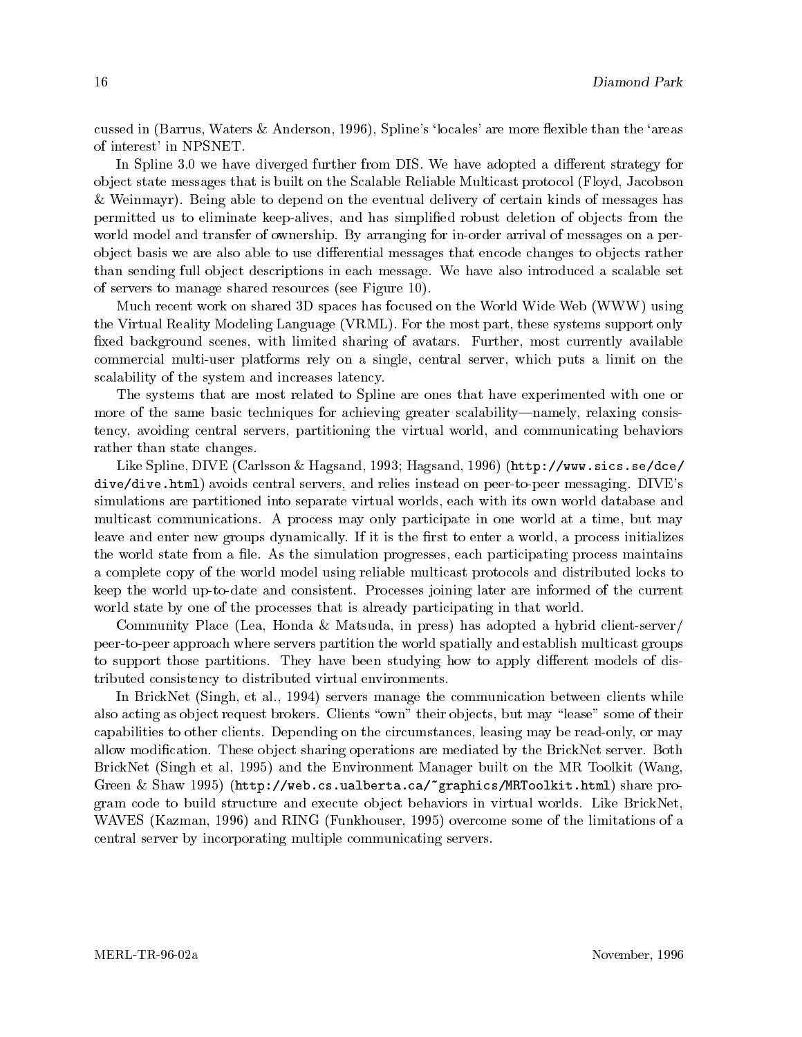cussed in (Barrus, Waters & Anderson, 1996), Spline's 'locales' are more flexible than the 'areas of interest' in NPSNET.

In Spline 3.0 we have diverged further from DIS. We have adopted a different strategy for object state messages that is built on the Scalable Reliable Multicast protocol (Floyd, Jacobson & Weinmayr). Being able to depend on the eventual delivery of certain kinds of messages has permitted us to eliminate keep-alives, and has simplified robust deletion of objects from the world model and transfer of ownership. By arranging for in-order arrival of messages on a per-object basis we are also able to use differential messages that encode changes to objects rather than sending full object descriptions in each message. We have also introduced a scalable set of servers to manage shared resources (see Figure 10).

Much recent work on shared 3D spaces has focused on the World Wide Web (WWW) using the Virtual Reality Modeling Language (VRML). For the most part, these systems support only fixed background scenes, with limited sharing of avatars. Further, most currently available commercial multi-user platforms rely on a single, central server, which puts a limit on the scalability of the system and increases latency.

The systems that are most related to Spline are ones that have experimented with one or more of the same basic techniques for achieving greater scalability—namely, relaxing consistency, avoiding central servers, partitioning the virtual world, and communicating behaviors rather than state changes.

Like Spline, DIVE (Carlsson & Hagsand, 1993; Hagsand, 1996) (`http://www.sics.se/dce/dive/dive.html`) avoids central servers, and relies instead on peer-to-peer messaging. DIVE's simulations are partitioned into separate virtual worlds, each with its own world database and multicast communications. A process may only participate in one world at a time, but may leave and enter new groups dynamically. If it is the first to enter a world, a process initializes the world state from a file. As the simulation progresses, each participating process maintains a complete copy of the world model using reliable multicast protocols and distributed locks to keep the world up-to-date and consistent. Processes joining later are informed of the current world state by one of the processes that is already participating in that world.

Community Place (Lea, Honda & Matsuda, in press) has adopted a hybrid client-server/peer-to-peer approach where servers partition the world spatially and establish multicast groups to support those partitions. They have been studying how to apply different models of distributed consistency to distributed virtual environments.

In BrickNet (Singh, et al., 1994) servers manage the communication between clients while also acting as object request brokers. Clients "own" their objects, but may "lease" some of their capabilities to other clients. Depending on the circumstances, leasing may be read-only, or may allow modification. These object sharing operations are mediated by the BrickNet server. Both BrickNet (Singh et al, 1995) and the Environment Manager built on the MR Toolkit (Wang, Green & Shaw 1995) (`http://web.cs.ualberta.ca/~graphics/MRToolkit.html`) share program code to build structure and execute object behaviors in virtual worlds. Like BrickNet, WAVES (Kazman, 1996) and RING (Funkhouser, 1995) overcome some of the limitations of a central server by incorporating multiple communicating servers.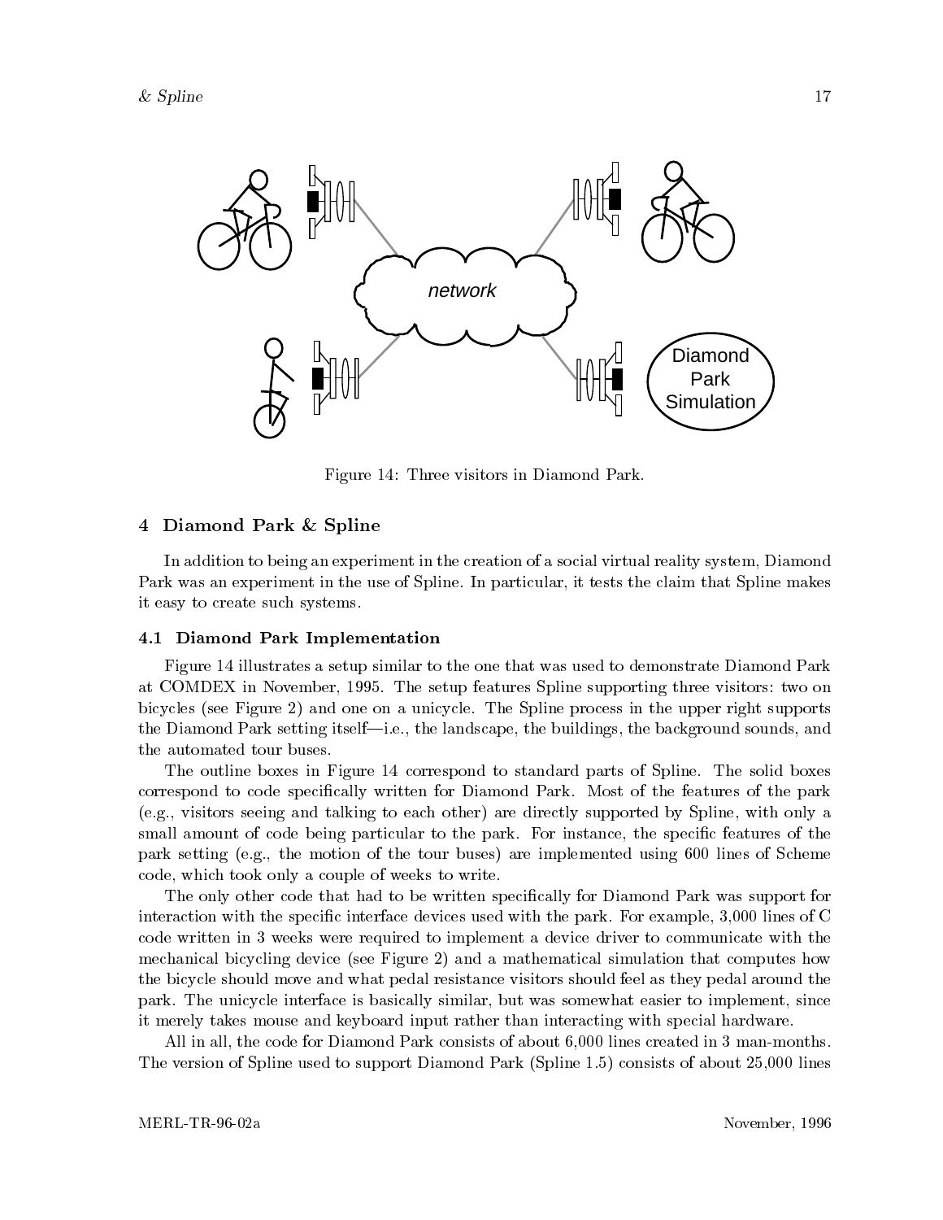Figure 14: Three visitors in Diamond Park.

## 4 Diamond Park & Spline

In addition to being an experiment in the creation of a social virtual reality system, Diamond Park was an experiment in the use of Spline. In particular, it tests the claim that Spline makes it easy to create such systems.

### 4.1 Diamond Park Implementation

Figure 14 illustrates a setup similar to the one that was used to demonstrate Diamond Park at COMDEX in November, 1995. The setup features Spline supporting three visitors: two on bicycles (see Figure 2) and one on a unicycle. The Spline process in the upper right supports the Diamond Park setting itself—i.e., the landscape, the buildings, the background sounds, and the automated tour buses.

The outline boxes in Figure 14 correspond to standard parts of Spline. The solid boxes correspond to code specifically written for Diamond Park. Most of the features of the park (e.g., visitors seeing and talking to each other) are directly supported by Spline, with only a small amount of code being particular to the park. For instance, the specific features of the park setting (e.g., the motion of the tour buses) are implemented using 600 lines of Scheme code, which took only a couple of weeks to write.

The only other code that had to be written specifically for Diamond Park was support for interaction with the specific interface devices used with the park. For example, 3,000 lines of C code written in 3 weeks were required to implement a device driver to communicate with the mechanical bicycling device (see Figure 2) and a mathematical simulation that computes how the bicycle should move and what pedal resistance visitors should feel as they pedal around the park. The unicycle interface is basically similar, but was somewhat easier to implement, since it merely takes mouse and keyboard input rather than interacting with special hardware.

All in all, the code for Diamond Park consists of about 6,000 lines created in 3 man-months. The version of Spline used to support Diamond Park (Spline 1.5) consists of about 25,000 lines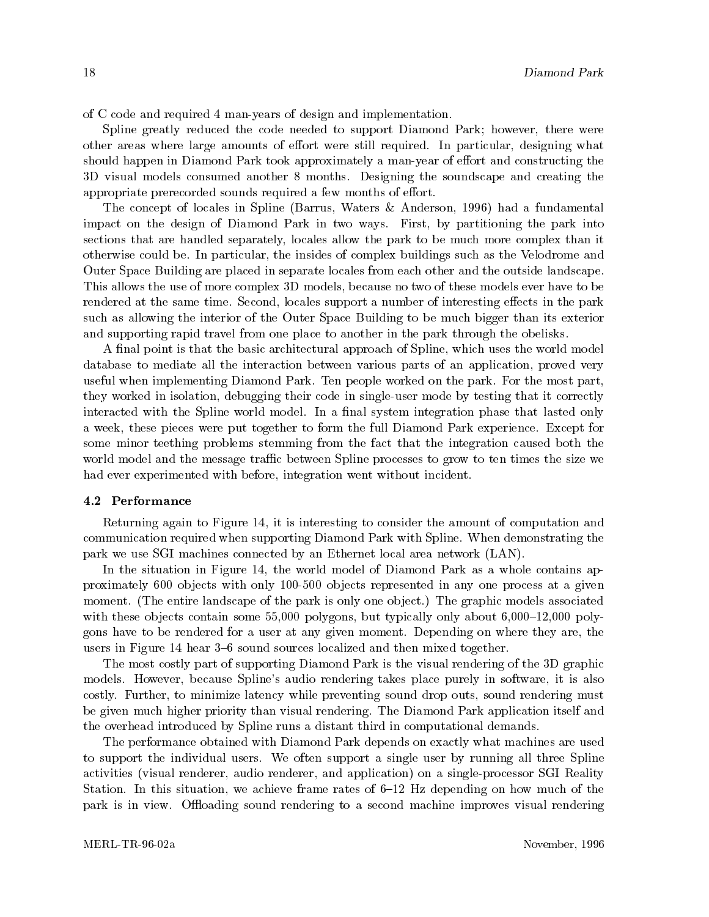of C code and required 4 man-years of design and implementation.

Spline greatly reduced the code needed to support Diamond Park; however, there were other areas where large amounts of effort were still required. In particular, designing what should happen in Diamond Park took approximately a man-year of effort and constructing the 3D visual models consumed another 8 months. Designing the soundscape and creating the appropriate prerecorded sounds required a few months of effort.

The concept of locales in Spline (Barrus, Waters & Anderson, 1996) had a fundamental impact on the design of Diamond Park in two ways. First, by partitioning the park into sections that are handled separately, locales allow the park to be much more complex than it otherwise could be. In particular, the insides of complex buildings such as the Velodrome and Outer Space Building are placed in separate locales from each other and the outside landscape. This allows the use of more complex 3D models, because no two of these models ever have to be rendered at the same time. Second, locales support a number of interesting effects in the park such as allowing the interior of the Outer Space Building to be much bigger than its exterior and supporting rapid travel from one place to another in the park through the obelisks.

A final point is that the basic architectural approach of Spline, which uses the world model database to mediate all the interaction between various parts of an application, proved very useful when implementing Diamond Park. Ten people worked on the park. For the most part, they worked in isolation, debugging their code in single-user mode by testing that it correctly interacted with the Spline world model. In a final system integration phase that lasted only a week, these pieces were put together to form the full Diamond Park experience. Except for some minor teething problems stemming from the fact that the integration caused both the world model and the message traffic between Spline processes to grow to ten times the size we had ever experimented with before, integration went without incident.

### 4.2 Performance

Returning again to Figure 14, it is interesting to consider the amount of computation and communication required when supporting Diamond Park with Spline. When demonstrating the park we use SGI machines connected by an Ethernet local area network (LAN).

In the situation in Figure 14, the world model of Diamond Park as a whole contains approximately 600 objects with only 100-500 objects represented in any one process at a given moment. (The entire landscape of the park is only one object.) The graphic models associated with these objects contain some 55,000 polygons, but typically only about 6,000–12,000 polygons have to be rendered for a user at any given moment. Depending on where they are, the users in Figure 14 hear 3–6 sound sources localized and then mixed together.

The most costly part of supporting Diamond Park is the visual rendering of the 3D graphic models. However, because Spline's audio rendering takes place purely in software, it is also costly. Further, to minimize latency while preventing sound drop outs, sound rendering must be given much higher priority than visual rendering. The Diamond Park application itself and the overhead introduced by Spline runs a distant third in computational demands.

The performance obtained with Diamond Park depends on exactly what machines are used to support the individual users. We often support a single user by running all three Spline activities (visual renderer, audio renderer, and application) on a single-processor SGI Reality Station. In this situation, we achieve frame rates of 6–12 Hz depending on how much of the park is in view. Offloading sound rendering to a second machine improves visual rendering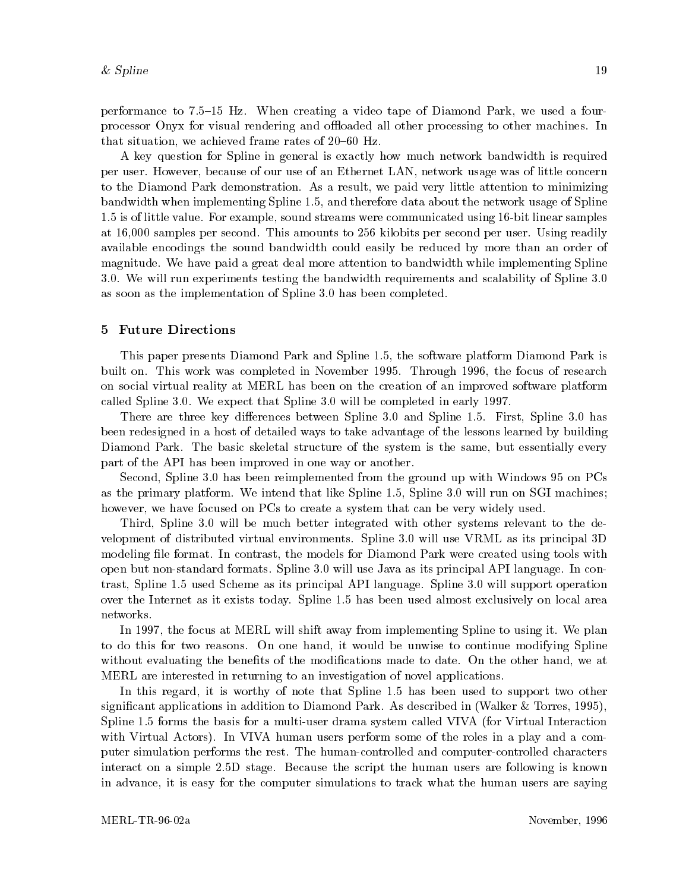performance to 7.5–15 Hz. When creating a video tape of Diamond Park, we used a four-processor Onyx for visual rendering and offloaded all other processing to other machines. In that situation, we achieved frame rates of 20–60 Hz.

A key question for Spline in general is exactly how much network bandwidth is required per user. However, because of our use of an Ethernet LAN, network usage was of little concern to the Diamond Park demonstration. As a result, we paid very little attention to minimizing bandwidth when implementing Spline 1.5, and therefore data about the network usage of Spline 1.5 is of little value. For example, sound streams were communicated using 16-bit linear samples at 16,000 samples per second. This amounts to 256 kilobits per second per user. Using readily available encodings the sound bandwidth could easily be reduced by more than an order of magnitude. We have paid a great deal more attention to bandwidth while implementing Spline 3.0. We will run experiments testing the bandwidth requirements and scalability of Spline 3.0 as soon as the implementation of Spline 3.0 has been completed.

## 5 Future Directions

This paper presents Diamond Park and Spline 1.5, the software platform Diamond Park is built on. This work was completed in November 1995. Through 1996, the focus of research on social virtual reality at MERL has been on the creation of an improved software platform called Spline 3.0. We expect that Spline 3.0 will be completed in early 1997.

There are three key differences between Spline 3.0 and Spline 1.5. First, Spline 3.0 has been redesigned in a host of detailed ways to take advantage of the lessons learned by building Diamond Park. The basic skeletal structure of the system is the same, but essentially every part of the API has been improved in one way or another.

Second, Spline 3.0 has been reimplemented from the ground up with Windows 95 on PCs as the primary platform. We intend that like Spline 1.5, Spline 3.0 will run on SGI machines; however, we have focused on PCs to create a system that can be very widely used.

Third, Spline 3.0 will be much better integrated with other systems relevant to the development of distributed virtual environments. Spline 3.0 will use VRML as its principal 3D modeling file format. In contrast, the models for Diamond Park were created using tools with open but non-standard formats. Spline 3.0 will use Java as its principal API language. In contrast, Spline 1.5 used Scheme as its principal API language. Spline 3.0 will support operation over the Internet as it exists today. Spline 1.5 has been used almost exclusively on local area networks.

In 1997, the focus at MERL will shift away from implementing Spline to using it. We plan to do this for two reasons. On one hand, it would be unwise to continue modifying Spline without evaluating the benefits of the modifications made to date. On the other hand, we at MERL are interested in returning to an investigation of novel applications.

In this regard, it is worthy of note that Spline 1.5 has been used to support two other significant applications in addition to Diamond Park. As described in (Walker & Torres, 1995), Spline 1.5 forms the basis for a multi-user drama system called VIVA (for Virtual Interaction with Virtual Actors). In VIVA human users perform some of the roles in a play and a computer simulation performs the rest. The human-controlled and computer-controlled characters interact on a simple 2.5D stage. Because the script the human users are following is known in advance, it is easy for the computer simulations to track what the human users are saying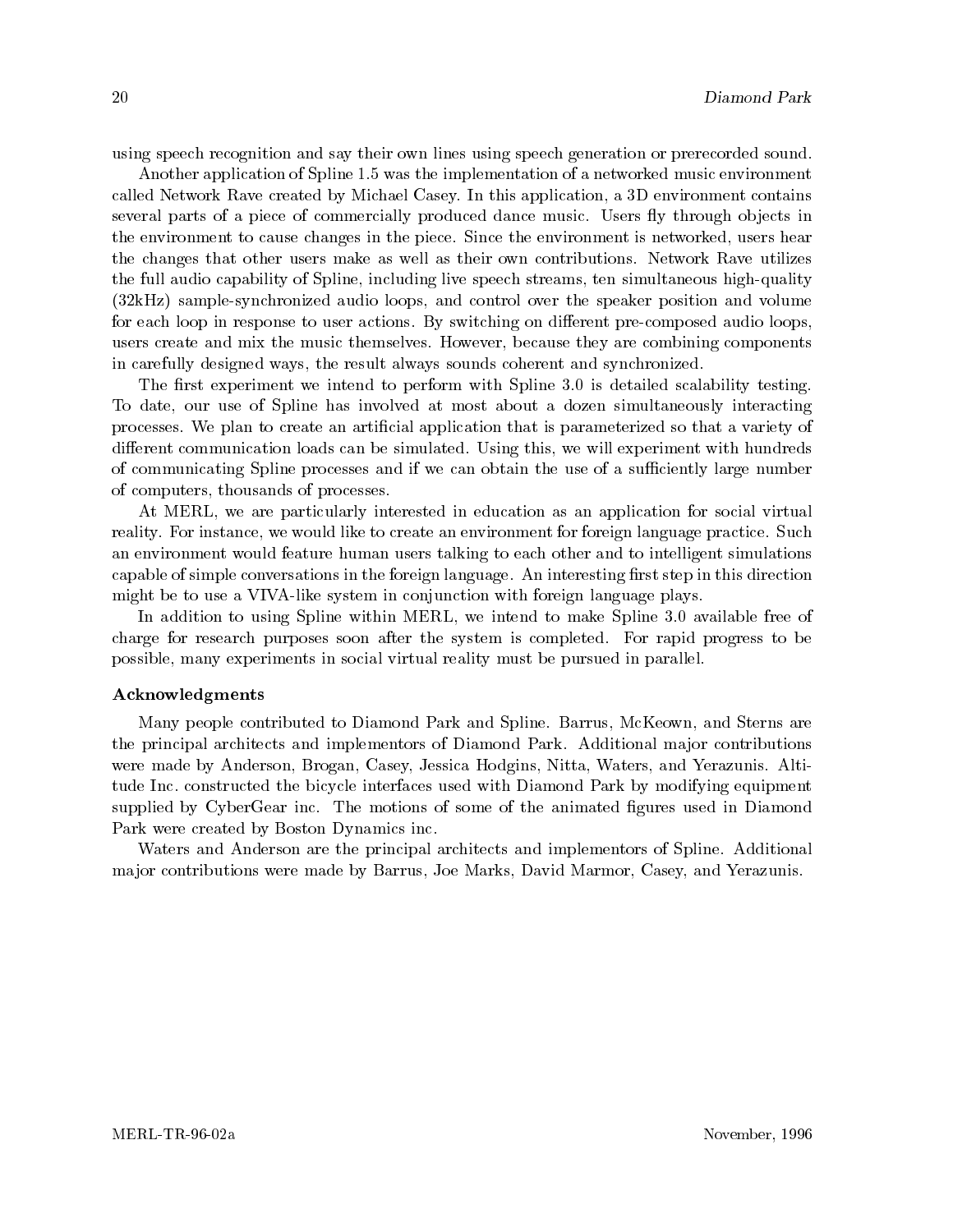using speech recognition and say their own lines using speech generation or prerecorded sound.

Another application of Spline 1.5 was the implementation of a networked music environment called Network Rave created by Michael Casey. In this application, a 3D environment contains several parts of a piece of commercially produced dance music. Users fly through objects in the environment to cause changes in the piece. Since the environment is networked, users hear the changes that other users make as well as their own contributions. Network Rave utilizes the full audio capability of Spline, including live speech streams, ten simultaneous high-quality (32kHz) sample-synchronized audio loops, and control over the speaker position and volume for each loop in response to user actions. By switching on different pre-composed audio loops, users create and mix the music themselves. However, because they are combining components in carefully designed ways, the result always sounds coherent and synchronized.

The first experiment we intend to perform with Spline 3.0 is detailed scalability testing. To date, our use of Spline has involved at most about a dozen simultaneously interacting processes. We plan to create an artificial application that is parameterized so that a variety of different communication loads can be simulated. Using this, we will experiment with hundreds of communicating Spline processes and if we can obtain the use of a sufficiently large number of computers, thousands of processes.

At MERL, we are particularly interested in education as an application for social virtual reality. For instance, we would like to create an environment for foreign language practice. Such an environment would feature human users talking to each other and to intelligent simulations capable of simple conversations in the foreign language. An interesting first step in this direction might be to use a VIVA-like system in conjunction with foreign language plays.

In addition to using Spline within MERL, we intend to make Spline 3.0 available free of charge for research purposes soon after the system is completed. For rapid progress to be possible, many experiments in social virtual reality must be pursued in parallel.

### Acknowledgments

Many people contributed to Diamond Park and Spline. Barrus, McKeown, and Sterns are the principal architects and implementors of Diamond Park. Additional major contributions were made by Anderson, Brogan, Casey, Jessica Hodgins, Nitta, Waters, and Yerazunis. Altitude Inc. constructed the bicycle interfaces used with Diamond Park by modifying equipment supplied by CyberGear inc. The motions of some of the animated figures used in Diamond Park were created by Boston Dynamics inc.

Waters and Anderson are the principal architects and implementors of Spline. Additional major contributions were made by Barrus, Joe Marks, David Marmor, Casey, and Yerazunis.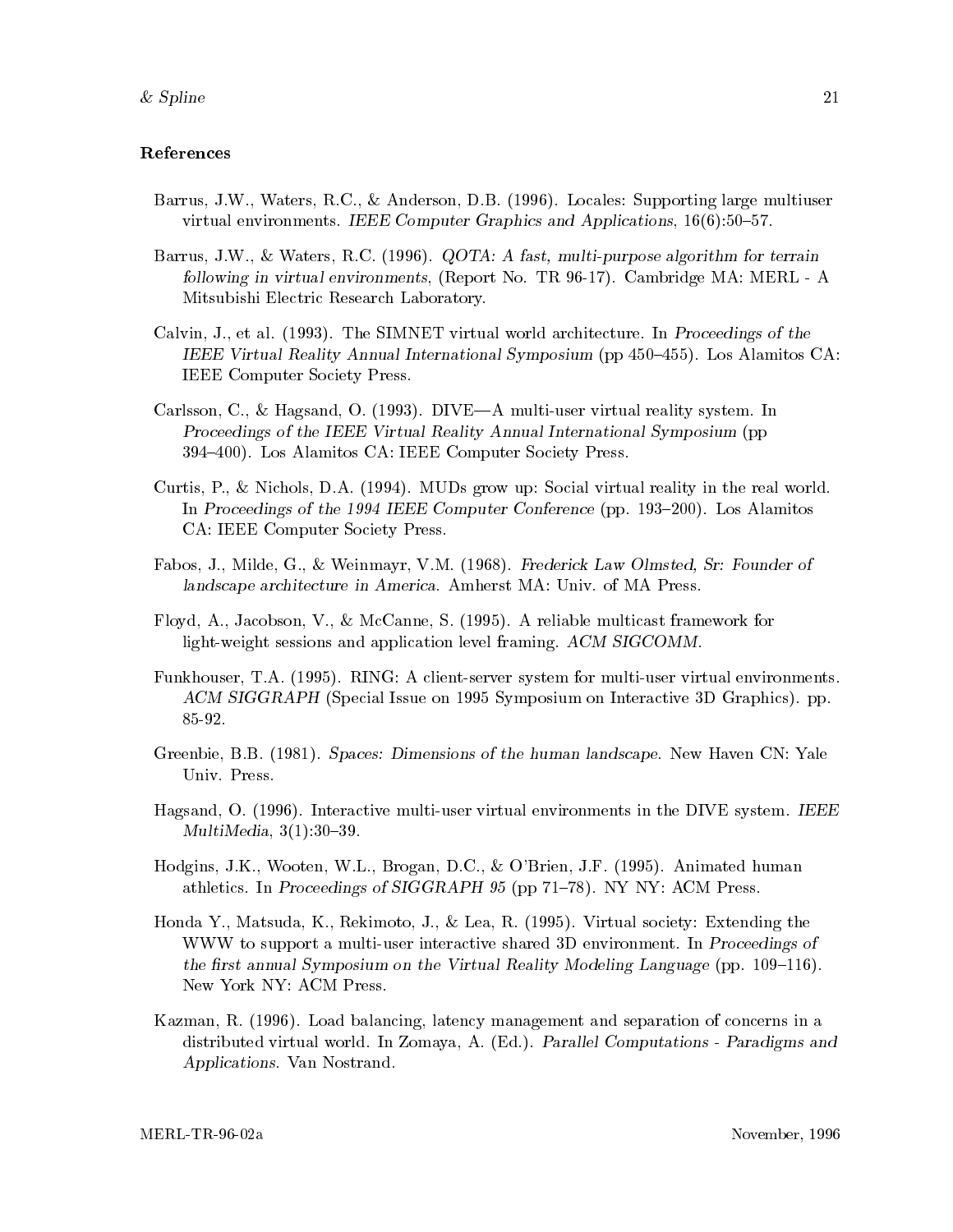## References

Barrus, J.W., Waters, R.C., & Anderson, D.B. (1996). Locales: Supporting large multiuser virtual environments. *IEEE Computer Graphics and Applications*, 16(6):50–57.

Barrus, J.W., & Waters, R.C. (1996). *QOTA: A fast, multi-purpose algorithm for terrain following in virtual environments*, (Report No. TR 96-17). Cambridge MA: MERL - A Mitsubishi Electric Research Laboratory.

Calvin, J., et al. (1993). The SIMNET virtual world architecture. In *Proceedings of the IEEE Virtual Reality Annual International Symposium* (pp 450–455). Los Alamitos CA: IEEE Computer Society Press.

Carlsson, C., & Hagsand, O. (1993). DIVE—A multi-user virtual reality system. In *Proceedings of the IEEE Virtual Reality Annual International Symposium* (pp 394–400). Los Alamitos CA: IEEE Computer Society Press.

Curtis, P., & Nichols, D.A. (1994). MUDs grow up: Social virtual reality in the real world. In *Proceedings of the 1994 IEEE Computer Conference* (pp. 193–200). Los Alamitos CA: IEEE Computer Society Press.

Fabos, J., Milde, G., & Weinmayr, V.M. (1968). *Frederick Law Olmsted, Sr: Founder of landscape architecture in America.* Amherst MA: Univ. of MA Press.

Floyd, A., Jacobson, V., & McCanne, S. (1995). A reliable multicast framework for light-weight sessions and application level framing. *ACM SIGCOMM.*

Funkhouser, T.A. (1995). RING: A client-server system for multi-user virtual environments. *ACM SIGGRAPH* (Special Issue on 1995 Symposium on Interactive 3D Graphics). pp. 85-92.

Greenbie, B.B. (1981). *Spaces: Dimensions of the human landscape.* New Haven CN: Yale Univ. Press.

Hagsand, O. (1996). Interactive multi-user virtual environments in the DIVE system. *IEEE MultiMedia*, 3(1):30–39.

Hodgins, J.K., Wooten, W.L., Brogan, D.C., & O'Brien, J.F. (1995). Animated human athletics. In *Proceedings of SIGGRAPH 95* (pp 71–78). NY NY: ACM Press.

Honda Y., Matsuda, K., Rekimoto, J., & Lea, R. (1995). Virtual society: Extending the WWW to support a multi-user interactive shared 3D environment. In *Proceedings of the first annual Symposium on the Virtual Reality Modeling Language* (pp. 109–116). New York NY: ACM Press.

Kazman, R. (1996). Load balancing, latency management and separation of concerns in a distributed virtual world. In Zomaya, A. (Ed.). *Parallel Computations - Paradigms and Applications.* Van Nostrand.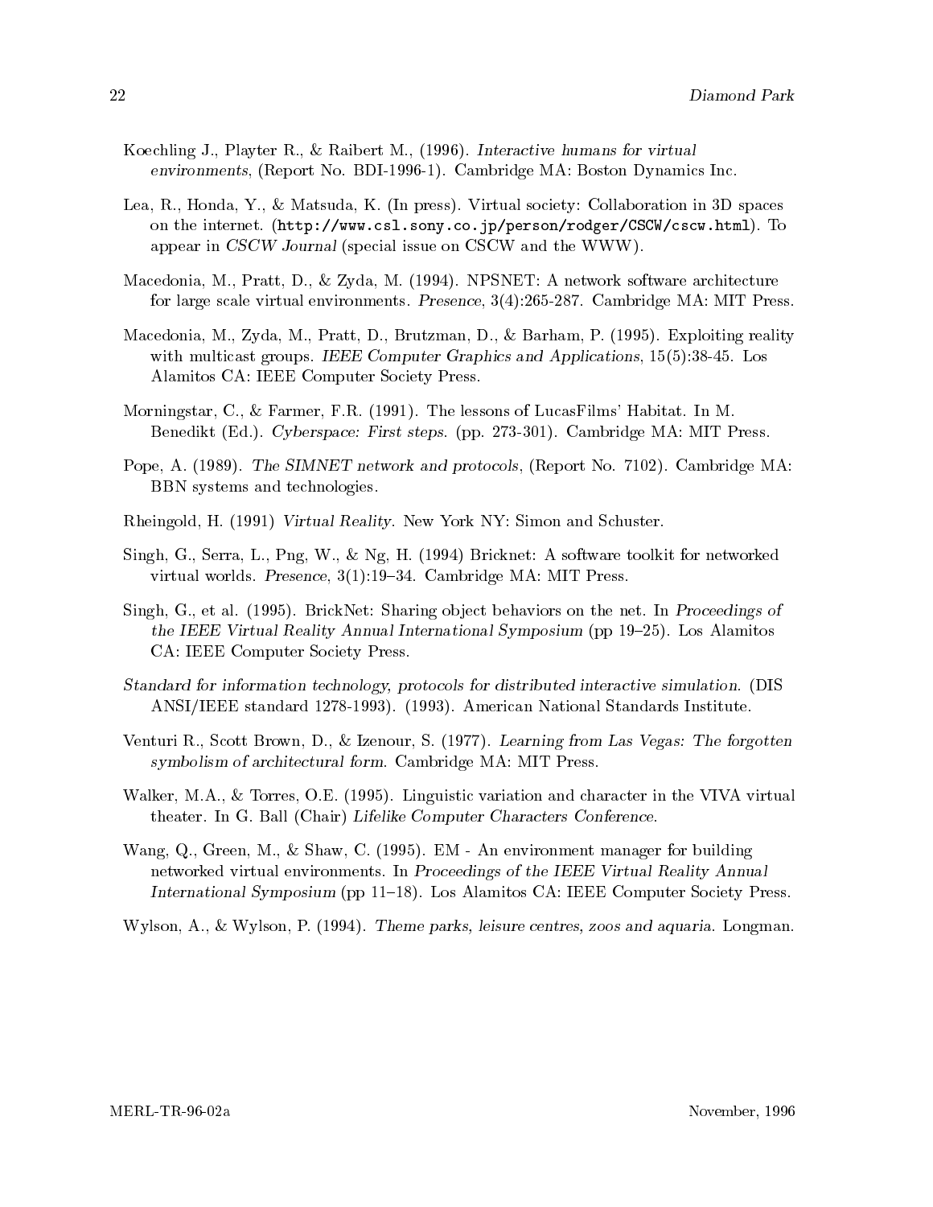Koechling J., Playter R., & Raibert M., (1996). *Interactive humans for virtual environments*, (Report No. BDI-1996-1). Cambridge MA: Boston Dynamics Inc.

Lea, R., Honda, Y., & Matsuda, K. (In press). Virtual society: Collaboration in 3D spaces on the internet. (http://www.csl.sony.co.jp/person/rodger/CSCW/cscw.html). To appear in *CSCW Journal* (special issue on CSCW and the WWW).

Macedonia, M., Pratt, D., & Zyda, M. (1994). NPSNET: A network software architecture for large scale virtual environments. *Presence*, 3(4):265-287. Cambridge MA: MIT Press.

Macedonia, M., Zyda, M., Pratt, D., Brutzman, D., & Barham, P. (1995). Exploiting reality with multicast groups. *IEEE Computer Graphics and Applications*, 15(5):38-45. Los Alamitos CA: IEEE Computer Society Press.

Morningstar, C., & Farmer, F.R. (1991). The lessons of LucasFilms' Habitat. In M. Benedikt (Ed.). *Cyberspace: First steps.* (pp. 273-301). Cambridge MA: MIT Press.

Pope, A. (1989). *The SIMNET network and protocols*, (Report No. 7102). Cambridge MA: BBN systems and technologies.

Rheingold, H. (1991) *Virtual Reality*. New York NY: Simon and Schuster.

Singh, G., Serra, L., Png, W., & Ng, H. (1994) Bricknet: A software toolkit for networked virtual worlds. *Presence*, 3(1):19–34. Cambridge MA: MIT Press.

Singh, G., et al. (1995). BrickNet: Sharing object behaviors on the net. In *Proceedings of the IEEE Virtual Reality Annual International Symposium* (pp 19–25). Los Alamitos CA: IEEE Computer Society Press.

*Standard for information technology, protocols for distributed interactive simulation.* (DIS ANSI/IEEE standard 1278-1993). (1993). American National Standards Institute.

Venturi R., Scott Brown, D., & Izenour, S. (1977). *Learning from Las Vegas: The forgotten symbolism of architectural form*. Cambridge MA: MIT Press.

Walker, M.A., & Torres, O.E. (1995). Linguistic variation and character in the VIVA virtual theater. In G. Ball (Chair) *Lifelike Computer Characters Conference*.

Wang, Q., Green, M., & Shaw, C. (1995). EM - An environment manager for building networked virtual environments. In *Proceedings of the IEEE Virtual Reality Annual International Symposium* (pp 11–18). Los Alamitos CA: IEEE Computer Society Press.

Wylson, A., & Wylson, P. (1994). *Theme parks, leisure centres, zoos and aquaria*. Longman.